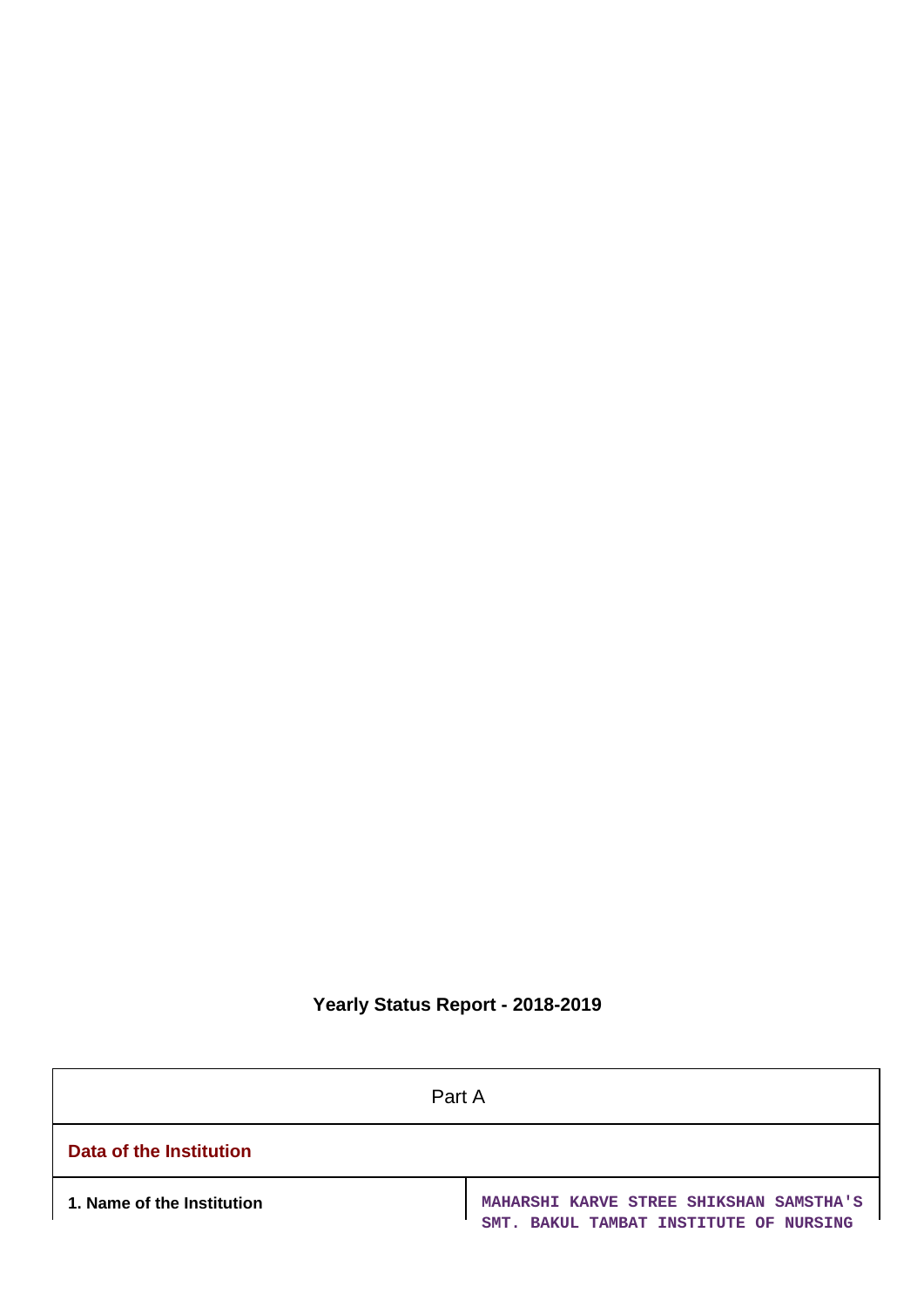# Yearly Status Report - 2018-2019

| Part A | |
|---|---|
| **Data of the Institution** | |
| **1. Name of the Institution** | **MAHARSHI KARVE STREE SHIKSHAN SAMSTHA'S SMT. BAKUL TAMBAT INSTITUTE OF NURSING** |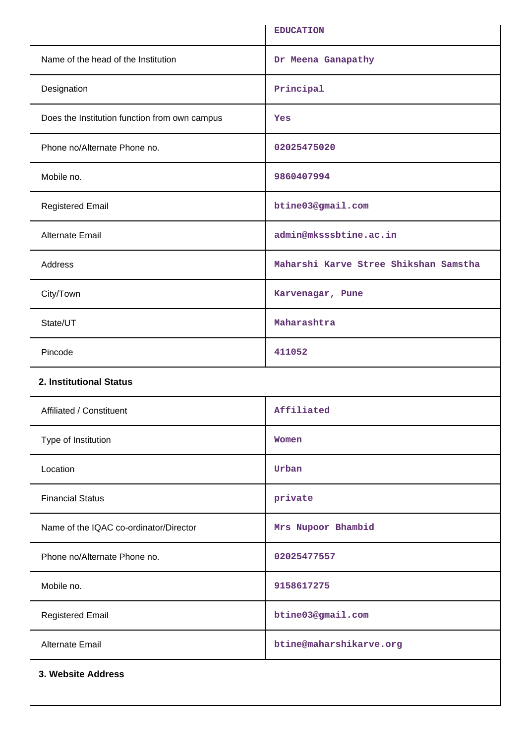| | EDUCATION |
|---|---|
| Name of the head of the Institution | Dr Meena Ganapathy |
| Designation | Principal |
| Does the Institution function from own campus | Yes |
| Phone no/Alternate Phone no. | 02025475020 |
| Mobile no. | 9860407994 |
| Registered Email | btine03@gmail.com |
| Alternate Email | admin@mksssbtine.ac.in |
| Address | Maharshi Karve Stree Shikshan Samstha |
| City/Town | Karvenagar, Pune |
| State/UT | Maharashtra |
| Pincode | 411052 |

**2. Institutional Status**

| | |
|---|---|
| Affiliated / Constituent | Affiliated |
| Type of Institution | Women |
| Location | Urban |
| Financial Status | private |
| Name of the IQAC co-ordinator/Director | Mrs Nupoor Bhambid |
| Phone no/Alternate Phone no. | 02025477557 |
| Mobile no. | 9158617275 |
| Registered Email | btine03@gmail.com |
| Alternate Email | btine@maharshikarve.org |

**3. Website Address**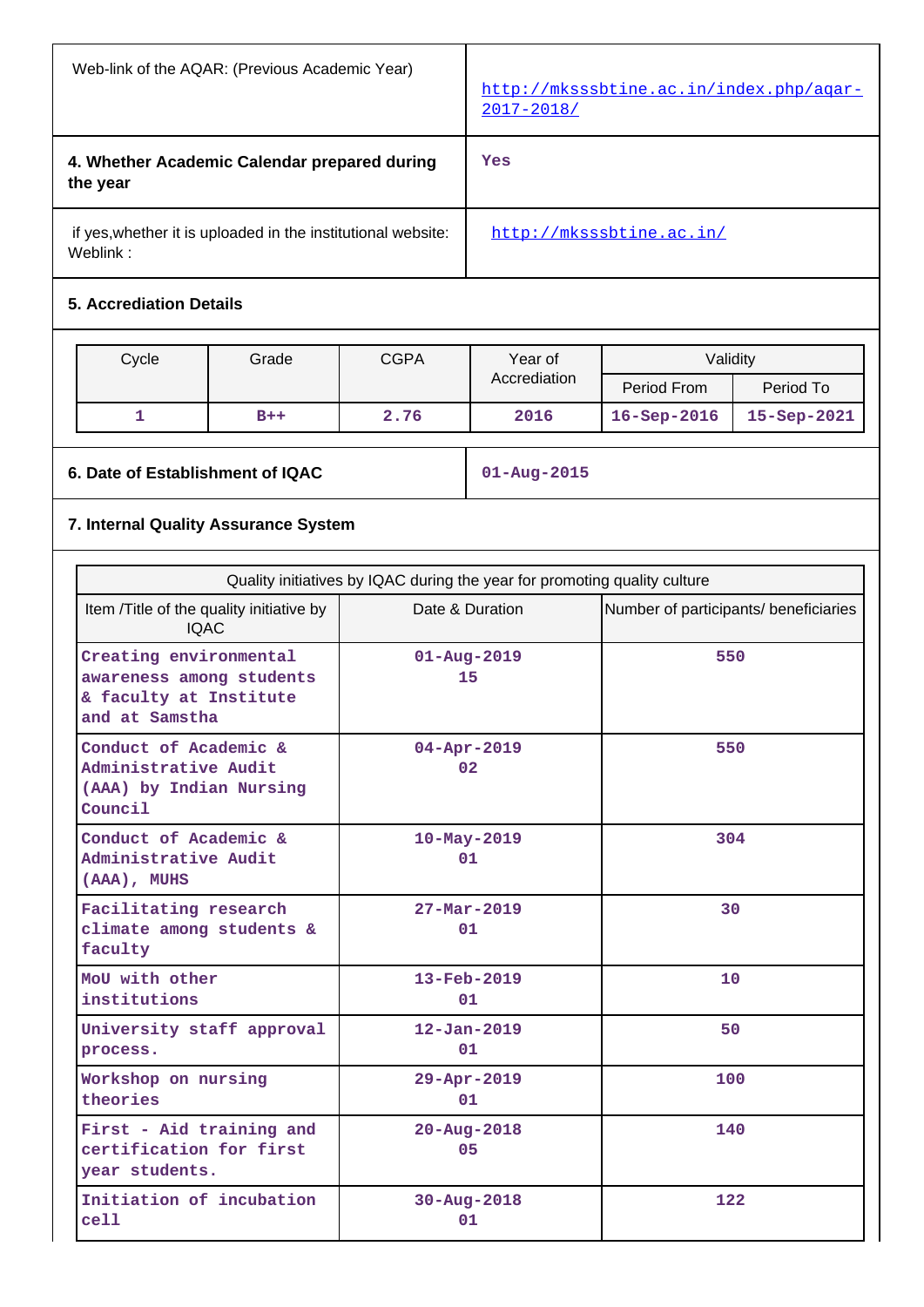| Web-link of the AQAR: (Previous Academic Year) | http://mksssbtine.ac.in/index.php/aqar-2017-2018/ |
|---|---|
| **4. Whether Academic Calendar prepared during the year** | Yes |
| if yes,whether it is uploaded in the institutional website: Weblink : | http://mksssbtine.ac.in/ |

**5. Accrediation Details**

| Cycle | Grade | CGPA | Year of Accrediation | Validity | |
|---|---|---|---|---|---|
| | | | | Period From | Period To |
| 1 | B++ | 2.76 | 2016 | 16-Sep-2016 | 15-Sep-2021 |

| **6. Date of Establishment of IQAC** | 01-Aug-2015 |
|---|---|

**7. Internal Quality Assurance System**

| Quality initiatives by IQAC during the year for promoting quality culture | | |
|---|---|---|
| Item /Title of the quality initiative by IQAC | Date & Duration | Number of participants/ beneficiaries |
| Creating environmental awareness among students & faculty at Institute and at Samstha | 01-Aug-2019 15 | 550 |
| Conduct of Academic & Administrative Audit (AAA) by Indian Nursing Council | 04-Apr-2019 02 | 550 |
| Conduct of Academic & Administrative Audit (AAA), MUHS | 10-May-2019 01 | 304 |
| Facilitating research climate among students & faculty | 27-Mar-2019 01 | 30 |
| MoU with other institutions | 13-Feb-2019 01 | 10 |
| University staff approval process. | 12-Jan-2019 01 | 50 |
| Workshop on nursing theories | 29-Apr-2019 01 | 100 |
| First - Aid training and certification for first year students. | 20-Aug-2018 05 | 140 |
| Initiation of incubation cell | 30-Aug-2018 01 | 122 |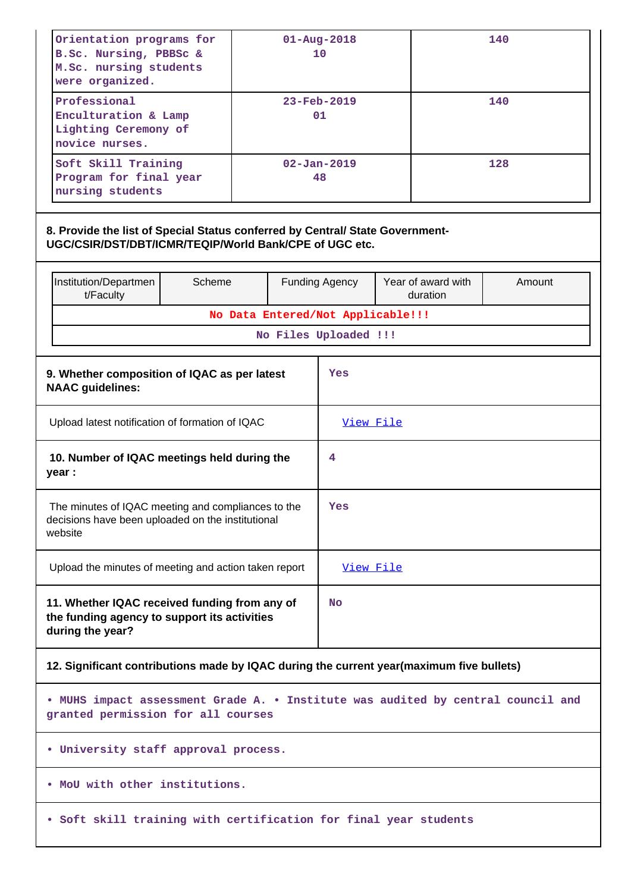| Orientation programs for B.Sc. Nursing, PBBSc & M.Sc. nursing students were organized. | 01-Aug-2018 10 | 140 |
|---|---|---|
| Professional Enculturation & Lamp Lighting Ceremony of novice nurses. | 23-Feb-2019 01 | 140 |
| Soft Skill Training Program for final year nursing students | 02-Jan-2019 48 | 128 |

**8. Provide the list of Special Status conferred by Central/ State Government- UGC/CSIR/DST/DBT/ICMR/TEQIP/World Bank/CPE of UGC etc.**

| Institution/Department/Faculty | Scheme | Funding Agency | Year of award with duration | Amount |
|---|---|---|---|---|
| No Data Entered/Not Applicable!!! | | | | |
| No Files Uploaded !!! | | | | |

| | |
|---|---|
| **9. Whether composition of IQAC as per latest NAAC guidelines:** | Yes |
| Upload latest notification of formation of IQAC | View File |
| **10. Number of IQAC meetings held during the year :** | 4 |
| The minutes of IQAC meeting and compliances to the decisions have been uploaded on the institutional website | Yes |
| Upload the minutes of meeting and action taken report | View File |
| **11. Whether IQAC received funding from any of the funding agency to support its activities during the year?** | No |

**12. Significant contributions made by IQAC during the current year(maximum five bullets)**

• MUHS impact assessment Grade A. • Institute was audited by central council and granted permission for all courses

• University staff approval process.

• MoU with other institutions.

• Soft skill training with certification for final year students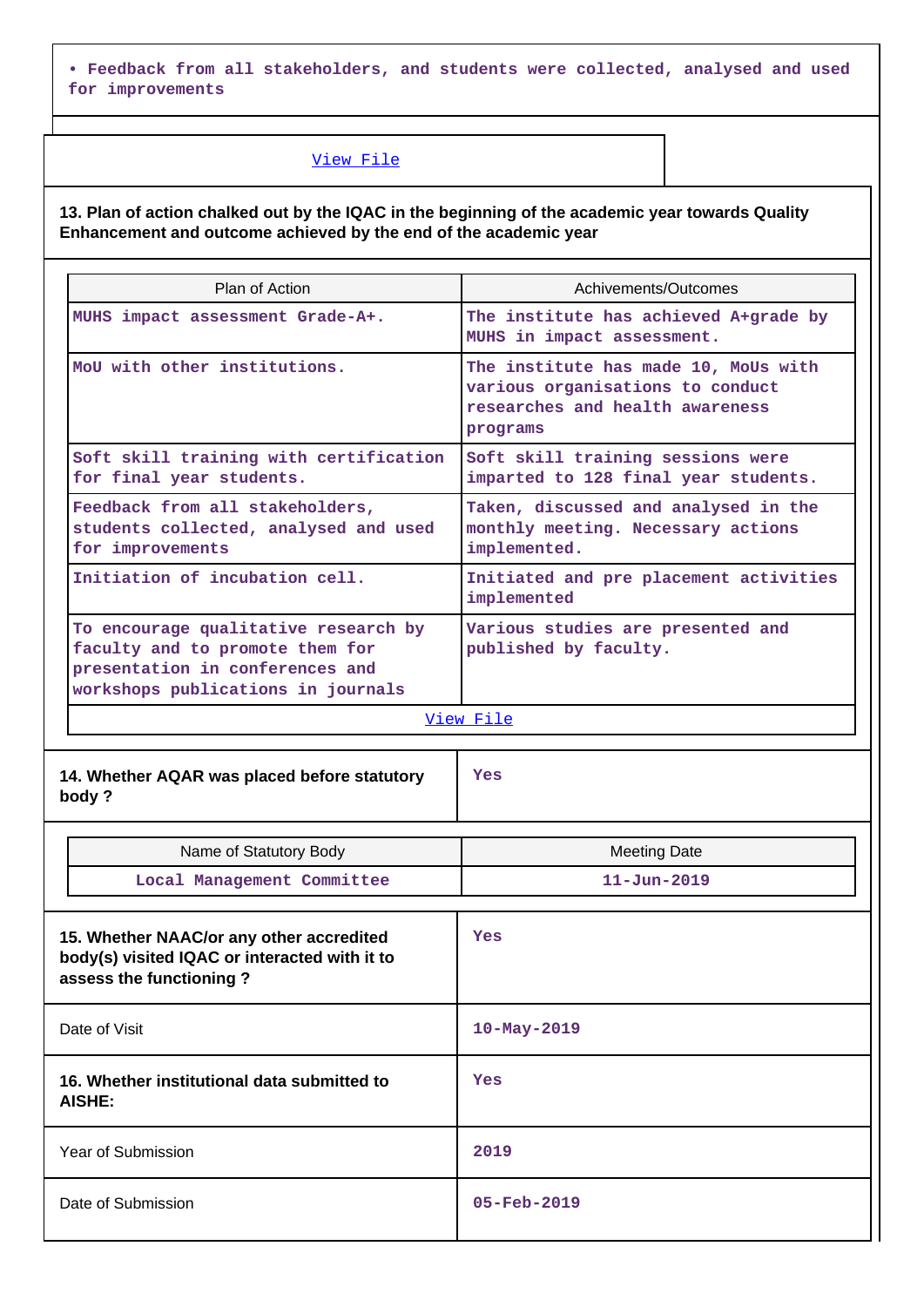• Feedback from all stakeholders, and students were collected, analysed and used for improvements

View File

**13. Plan of action chalked out by the IQAC in the beginning of the academic year towards Quality Enhancement and outcome achieved by the end of the academic year**

| Plan of Action | Achivements/Outcomes |
|---|---|
| MUHS impact assessment Grade-A+. | The institute has achieved A+grade by MUHS in impact assessment. |
| MoU with other institutions. | The institute has made 10, MoUs with various organisations to conduct researches and health awareness programs |
| Soft skill training with certification for final year students. | Soft skill training sessions were imparted to 128 final year students. |
| Feedback from all stakeholders, students collected, analysed and used for improvements | Taken, discussed and analysed in the monthly meeting. Necessary actions implemented. |
| Initiation of incubation cell. | Initiated and pre placement activities implemented |
| To encourage qualitative research by faculty and to promote them for presentation in conferences and workshops publications in journals | Various studies are presented and published by faculty. |

View File

| 14. Whether AQAR was placed before statutory body ? | Yes |
|---|---|

| Name of Statutory Body | Meeting Date |
|---|---|
| Local Management Committee | 11-Jun-2019 |

| 15. Whether NAAC/or any other accredited body(s) visited IQAC or interacted with it to assess the functioning ? | Yes |
|---|---|
| Date of Visit | 10-May-2019 |
| **16. Whether institutional data submitted to AISHE:** | Yes |
| Year of Submission | 2019 |
| Date of Submission | 05-Feb-2019 |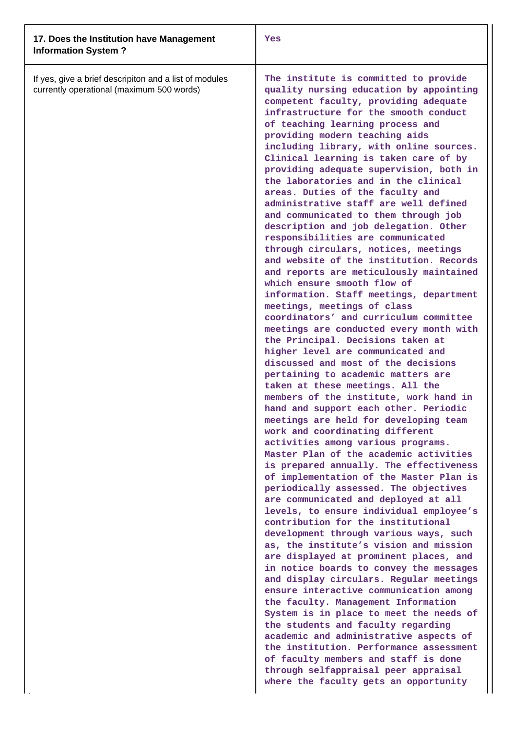| 17. Does the Institution have Management Information System ? | Yes |
|---|---|
| If yes, give a brief descripiton and a list of modules currently operational (maximum 500 words) | The institute is committed to provide quality nursing education by appointing competent faculty, providing adequate infrastructure for the smooth conduct of teaching learning process and providing modern teaching aids including library, with online sources. Clinical learning is taken care of by providing adequate supervision, both in the laboratories and in the clinical areas. Duties of the faculty and administrative staff are well defined and communicated to them through job description and job delegation. Other responsibilities are communicated through circulars, notices, meetings and website of the institution. Records and reports are meticulously maintained which ensure smooth flow of information. Staff meetings, department meetings, meetings of class coordinators' and curriculum committee meetings are conducted every month with the Principal. Decisions taken at higher level are communicated and discussed and most of the decisions pertaining to academic matters are taken at these meetings. All the members of the institute, work hand in hand and support each other. Periodic meetings are held for developing team work and coordinating different activities among various programs. Master Plan of the academic activities is prepared annually. The effectiveness of implementation of the Master Plan is periodically assessed. The objectives are communicated and deployed at all levels, to ensure individual employee's contribution for the institutional development through various ways, such as, the institute's vision and mission are displayed at prominent places, and in notice boards to convey the messages and display circulars. Regular meetings ensure interactive communication among the faculty. Management Information System is in place to meet the needs of the students and faculty regarding academic and administrative aspects of the institution. Performance assessment of faculty members and staff is done through selfappraisal peer appraisal where the faculty gets an opportunity |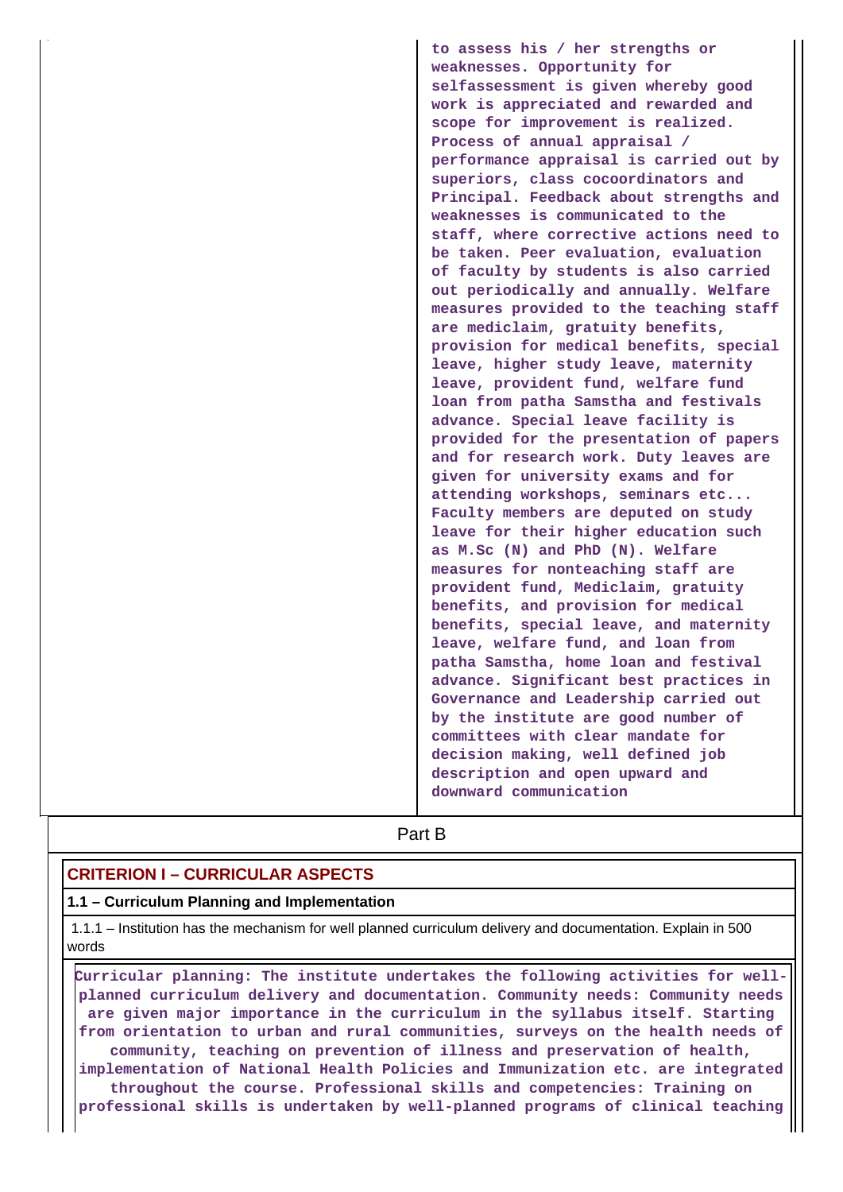| | to assess his / her strengths or weaknesses. Opportunity for selfassessment is given whereby good work is appreciated and rewarded and scope for improvement is realized. Process of annual appraisal / performance appraisal is carried out by superiors, class cocoordinators and Principal. Feedback about strengths and weaknesses is communicated to the staff, where corrective actions need to be taken. Peer evaluation, evaluation of faculty by students is also carried out periodically and annually. Welfare measures provided to the teaching staff are mediclaim, gratuity benefits, provision for medical benefits, special leave, higher study leave, maternity leave, provident fund, welfare fund loan from patha Samstha and festivals advance. Special leave facility is provided for the presentation of papers and for research work. Duty leaves are given for university exams and for attending workshops, seminars etc... Faculty members are deputed on study leave for their higher education such as M.Sc (N) and PhD (N). Welfare measures for nonteaching staff are provident fund, Mediclaim, gratuity benefits, and provision for medical benefits, special leave, and maternity leave, welfare fund, and loan from patha Samstha, home loan and festival advance. Significant best practices in Governance and Leadership carried out by the institute are good number of committees with clear mandate for decision making, well defined job description and open upward and downward communication |
|---|---|

# Part B

## CRITERION I – CURRICULAR ASPECTS

### 1.1 – Curriculum Planning and Implementation

1.1.1 – Institution has the mechanism for well planned curriculum delivery and documentation. Explain in 500 words

Curricular planning: The institute undertakes the following activities for well-planned curriculum delivery and documentation. Community needs: Community needs are given major importance in the curriculum in the syllabus itself. Starting from orientation to urban and rural communities, surveys on the health needs of community, teaching on prevention of illness and preservation of health, implementation of National Health Policies and Immunization etc. are integrated throughout the course. Professional skills and competencies: Training on professional skills is undertaken by well-planned programs of clinical teaching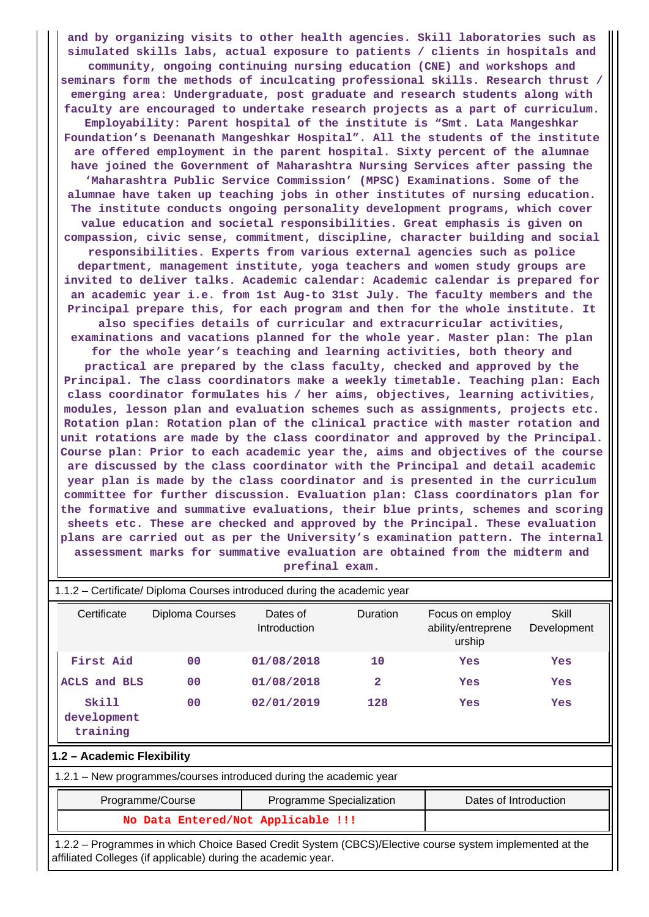**and by organizing visits to other health agencies. Skill laboratories such as simulated skills labs, actual exposure to patients / clients in hospitals and community, ongoing continuing nursing education (CNE) and workshops and seminars form the methods of inculcating professional skills. Research thrust / emerging area: Undergraduate, post graduate and research students along with faculty are encouraged to undertake research projects as a part of curriculum. Employability: Parent hospital of the institute is "Smt. Lata Mangeshkar Foundation's Deenanath Mangeshkar Hospital". All the students of the institute are offered employment in the parent hospital. Sixty percent of the alumnae have joined the Government of Maharashtra Nursing Services after passing the 'Maharashtra Public Service Commission' (MPSC) Examinations. Some of the alumnae have taken up teaching jobs in other institutes of nursing education. The institute conducts ongoing personality development programs, which cover value education and societal responsibilities. Great emphasis is given on compassion, civic sense, commitment, discipline, character building and social responsibilities. Experts from various external agencies such as police department, management institute, yoga teachers and women study groups are invited to deliver talks. Academic calendar: Academic calendar is prepared for an academic year i.e. from 1st Aug-to 31st July. The faculty members and the Principal prepare this, for each program and then for the whole institute. It also specifies details of curricular and extracurricular activities, examinations and vacations planned for the whole year. Master plan: The plan for the whole year's teaching and learning activities, both theory and practical are prepared by the class faculty, checked and approved by the Principal. The class coordinators make a weekly timetable. Teaching plan: Each class coordinator formulates his / her aims, objectives, learning activities, modules, lesson plan and evaluation schemes such as assignments, projects etc. Rotation plan: Rotation plan of the clinical practice with master rotation and unit rotations are made by the class coordinator and approved by the Principal. Course plan: Prior to each academic year the, aims and objectives of the course are discussed by the class coordinator with the Principal and detail academic year plan is made by the class coordinator and is presented in the curriculum committee for further discussion. Evaluation plan: Class coordinators plan for the formative and summative evaluations, their blue prints, schemes and scoring sheets etc. These are checked and approved by the Principal. These evaluation plans are carried out as per the University's examination pattern. The internal assessment marks for summative evaluation are obtained from the midterm and prefinal exam.**

1.1.2 – Certificate/ Diploma Courses introduced during the academic year

| Certificate | Diploma Courses | Dates of Introduction | Duration | Focus on employ ability/entreprene urship | Skill Development |
|---|---|---|---|---|---|
| First Aid | 00 | 01/08/2018 | 10 | Yes | Yes |
| ACLS and BLS | 00 | 01/08/2018 | 2 | Yes | Yes |
| Skill development training | 00 | 02/01/2019 | 128 | Yes | Yes |

## 1.2 – Academic Flexibility

1.2.1 – New programmes/courses introduced during the academic year

| Programme/Course | Programme Specialization | Dates of Introduction |
|---|---|---|
| No Data Entered/Not Applicable !!! | | |

1.2.2 – Programmes in which Choice Based Credit System (CBCS)/Elective course system implemented at the affiliated Colleges (if applicable) during the academic year.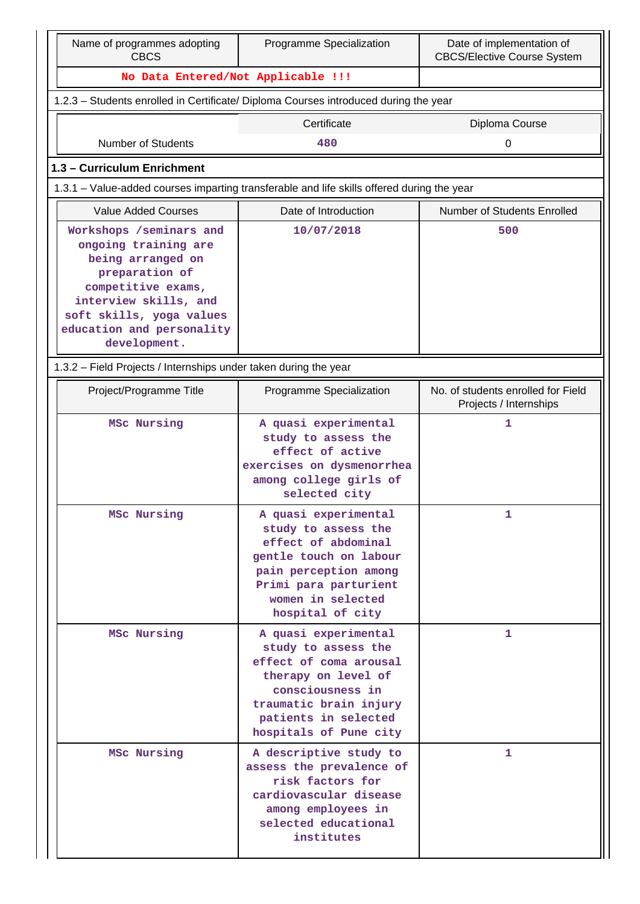| Name of programmes adopting CBCS | Programme Specialization | Date of implementation of CBCS/Elective Course System |
|---|---|---|
| No Data Entered/Not Applicable !!! | | |

1.2.3 – Students enrolled in Certificate/ Diploma Courses introduced during the year

| | Certificate | Diploma Course |
|---|---|---|
| Number of Students | 480 | 0 |

**1.3 – Curriculum Enrichment**

1.3.1 – Value-added courses imparting transferable and life skills offered during the year

| Value Added Courses | Date of Introduction | Number of Students Enrolled |
|---|---|---|
| Workshops /seminars and ongoing training are being arranged on preparation of competitive exams, interview skills, and soft skills, yoga values education and personality development. | 10/07/2018 | 500 |

1.3.2 – Field Projects / Internships under taken during the year

| Project/Programme Title | Programme Specialization | No. of students enrolled for Field Projects / Internships |
|---|---|---|
| MSc Nursing | A quasi experimental study to assess the effect of active exercises on dysmenorrhea among college girls of selected city | 1 |
| MSc Nursing | A quasi experimental study to assess the effect of abdominal gentle touch on labour pain perception among Primi para parturient women in selected hospital of city | 1 |
| MSc Nursing | A quasi experimental study to assess the effect of coma arousal therapy on level of consciousness in traumatic brain injury patients in selected hospitals of Pune city | 1 |
| MSc Nursing | A descriptive study to assess the prevalence of risk factors for cardiovascular disease among employees in selected educational institutes | 1 |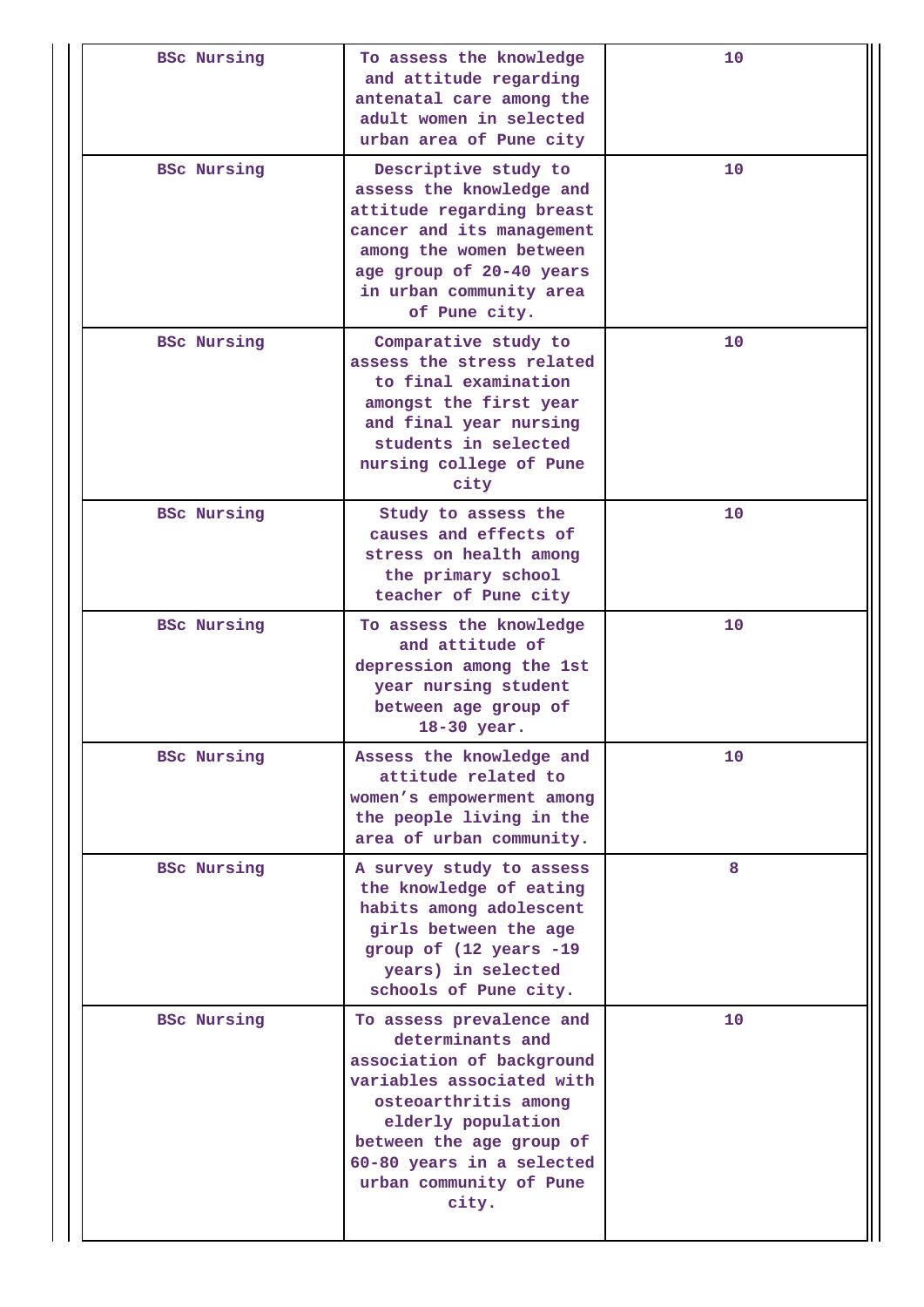| | | |
|---|---|---|
| BSc Nursing | To assess the knowledge and attitude regarding antenatal care among the adult women in selected urban area of Pune city | 10 |
| BSc Nursing | Descriptive study to assess the knowledge and attitude regarding breast cancer and its management among the women between age group of 20-40 years in urban community area of Pune city. | 10 |
| BSc Nursing | Comparative study to assess the stress related to final examination amongst the first year and final year nursing students in selected nursing college of Pune city | 10 |
| BSc Nursing | Study to assess the causes and effects of stress on health among the primary school teacher of Pune city | 10 |
| BSc Nursing | To assess the knowledge and attitude of depression among the 1st year nursing student between age group of 18-30 year. | 10 |
| BSc Nursing | Assess the knowledge and attitude related to women's empowerment among the people living in the area of urban community. | 10 |
| BSc Nursing | A survey study to assess the knowledge of eating habits among adolescent girls between the age group of (12 years -19 years) in selected schools of Pune city. | 8 |
| BSc Nursing | To assess prevalence and determinants and association of background variables associated with osteoarthritis among elderly population between the age group of 60-80 years in a selected urban community of Pune city. | 10 |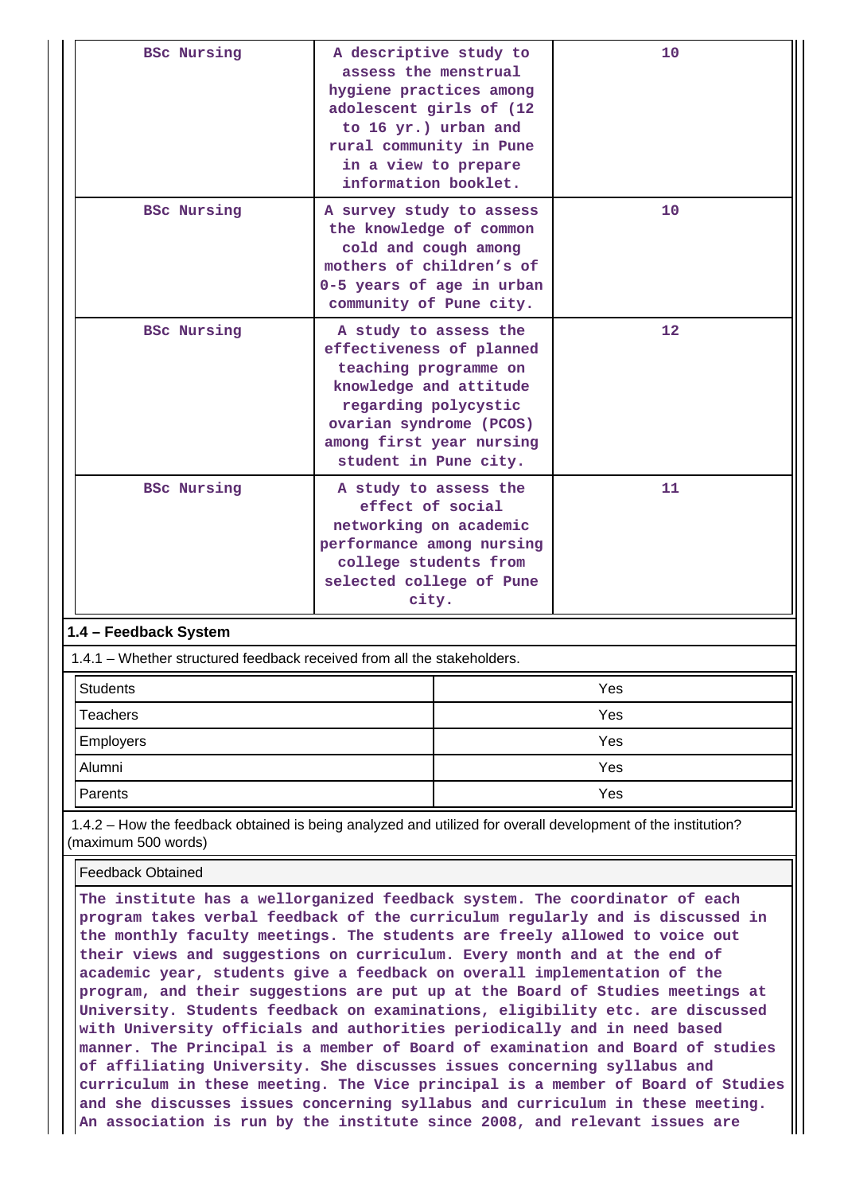| BSc Nursing | A descriptive study to assess the menstrual hygiene practices among adolescent girls of (12 to 16 yr.) urban and rural community in Pune in a view to prepare information booklet. | 10 |
|---|---|---|
| BSc Nursing | A survey study to assess the knowledge of common cold and cough among mothers of children's of 0-5 years of age in urban community of Pune city. | 10 |
| BSc Nursing | A study to assess the effectiveness of planned teaching programme on knowledge and attitude regarding polycystic ovarian syndrome (PCOS) among first year nursing student in Pune city. | 12 |
| BSc Nursing | A study to assess the effect of social networking on academic performance among nursing college students from selected college of Pune city. | 11 |

**1.4 – Feedback System**

1.4.1 – Whether structured feedback received from all the stakeholders.

| Students | Yes |
|---|---|
| Teachers | Yes |
| Employers | Yes |
| Alumni | Yes |
| Parents | Yes |

1.4.2 – How the feedback obtained is being analyzed and utilized for overall development of the institution? (maximum 500 words)

Feedback Obtained

The institute has a wellorganized feedback system. The coordinator of each program takes verbal feedback of the curriculum regularly and is discussed in the monthly faculty meetings. The students are freely allowed to voice out their views and suggestions on curriculum. Every month and at the end of academic year, students give a feedback on overall implementation of the program, and their suggestions are put up at the Board of Studies meetings at University. Students feedback on examinations, eligibility etc. are discussed with University officials and authorities periodically and in need based manner. The Principal is a member of Board of examination and Board of studies of affiliating University. She discusses issues concerning syllabus and curriculum in these meeting. The Vice principal is a member of Board of Studies and she discusses issues concerning syllabus and curriculum in these meeting. An association is run by the institute since 2008, and relevant issues are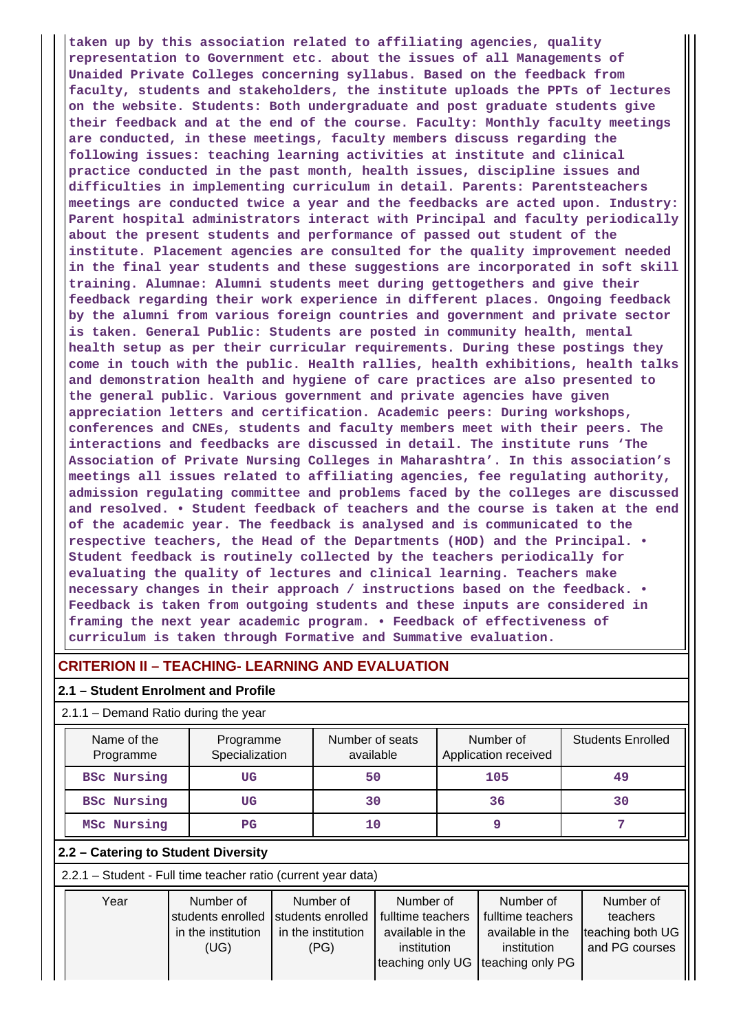**taken up by this association related to affiliating agencies, quality representation to Government etc. about the issues of all Managements of Unaided Private Colleges concerning syllabus. Based on the feedback from faculty, students and stakeholders, the institute uploads the PPTs of lectures on the website. Students: Both undergraduate and post graduate students give their feedback and at the end of the course. Faculty: Monthly faculty meetings are conducted, in these meetings, faculty members discuss regarding the following issues: teaching learning activities at institute and clinical practice conducted in the past month, health issues, discipline issues and difficulties in implementing curriculum in detail. Parents: Parentsteachers meetings are conducted twice a year and the feedbacks are acted upon. Industry: Parent hospital administrators interact with Principal and faculty periodically about the present students and performance of passed out student of the institute. Placement agencies are consulted for the quality improvement needed in the final year students and these suggestions are incorporated in soft skill training. Alumnae: Alumni students meet during gettogethers and give their feedback regarding their work experience in different places. Ongoing feedback by the alumni from various foreign countries and government and private sector is taken. General Public: Students are posted in community health, mental health setup as per their curricular requirements. During these postings they come in touch with the public. Health rallies, health exhibitions, health talks and demonstration health and hygiene of care practices are also presented to the general public. Various government and private agencies have given appreciation letters and certification. Academic peers: During workshops, conferences and CNEs, students and faculty members meet with their peers. The interactions and feedbacks are discussed in detail. The institute runs 'The Association of Private Nursing Colleges in Maharashtra'. In this association's meetings all issues related to affiliating agencies, fee regulating authority, admission regulating committee and problems faced by the colleges are discussed and resolved. • Student feedback of teachers and the course is taken at the end of the academic year. The feedback is analysed and is communicated to the respective teachers, the Head of the Departments (HOD) and the Principal. • Student feedback is routinely collected by the teachers periodically for evaluating the quality of lectures and clinical learning. Teachers make necessary changes in their approach / instructions based on the feedback. • Feedback is taken from outgoing students and these inputs are considered in framing the next year academic program. • Feedback of effectiveness of curriculum is taken through Formative and Summative evaluation.**

## CRITERION II – TEACHING- LEARNING AND EVALUATION

### 2.1 – Student Enrolment and Profile

2.1.1 – Demand Ratio during the year

| Name of the Programme | Programme Specialization | Number of seats available | Number of Application received | Students Enrolled |
|---|---|---|---|---|
| BSc Nursing | UG | 50 | 105 | 49 |
| BSc Nursing | UG | 30 | 36 | 30 |
| MSc Nursing | PG | 10 | 9 | 7 |

### 2.2 – Catering to Student Diversity

2.2.1 – Student - Full time teacher ratio (current year data)

| Year | Number of students enrolled in the institution (UG) | Number of students enrolled in the institution (PG) | Number of fulltime teachers available in the institution teaching only UG | Number of fulltime teachers available in the institution teaching only PG | Number of teachers teaching both UG and PG courses |
|---|---|---|---|---|---|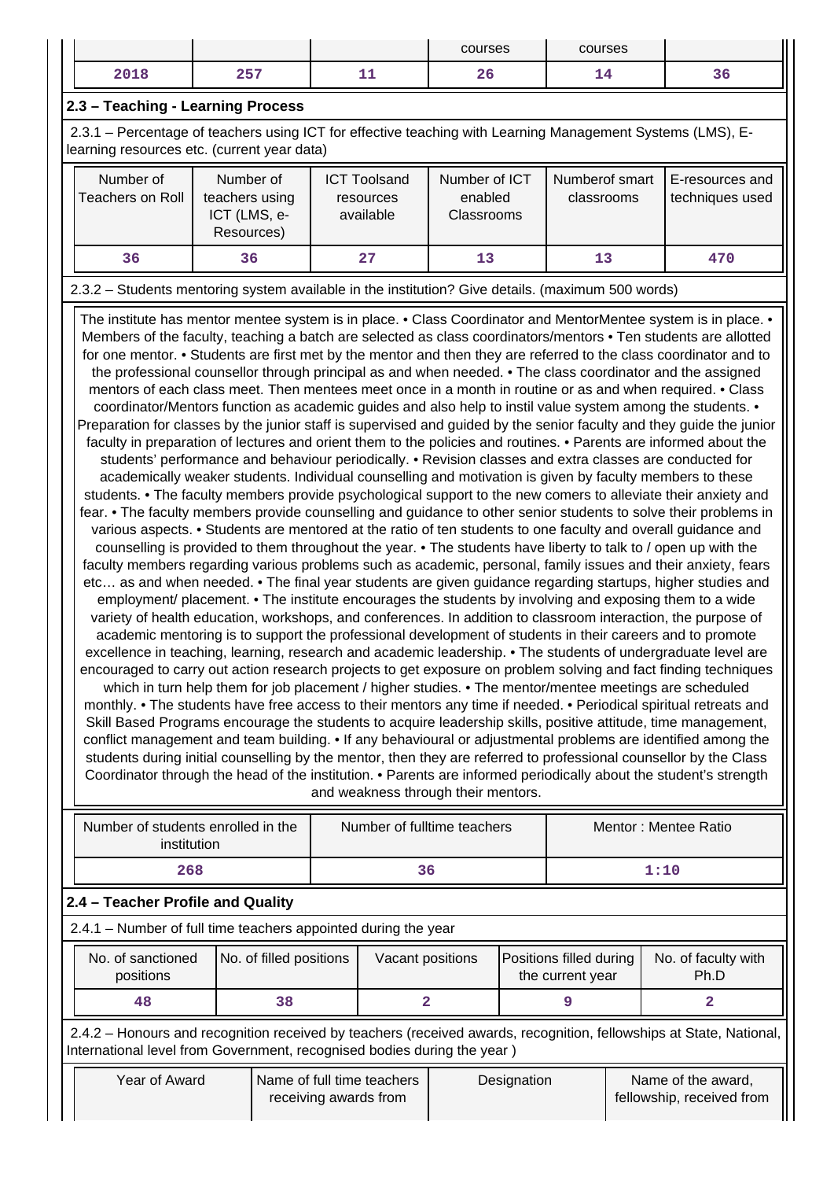| | | | courses | courses | |
|---|---|---|---|---|---|
| 2018 | 257 | 11 | 26 | 14 | 36 |

## 2.3 – Teaching - Learning Process

2.3.1 – Percentage of teachers using ICT for effective teaching with Learning Management Systems (LMS), E-learning resources etc. (current year data)

| Number of Teachers on Roll | Number of teachers using ICT (LMS, e-Resources) | ICT Toolsand resources available | Number of ICT enabled Classrooms | Numberof smart classrooms | E-resources and techniques used |
|---|---|---|---|---|---|
| 36 | 36 | 27 | 13 | 13 | 470 |

2.3.2 – Students mentoring system available in the institution? Give details. (maximum 500 words)

The institute has mentor mentee system is in place. • Class Coordinator and MentorMentee system is in place. • Members of the faculty, teaching a batch are selected as class coordinators/mentors • Ten students are allotted for one mentor. • Students are first met by the mentor and then they are referred to the class coordinator and to the professional counsellor through principal as and when needed. • The class coordinator and the assigned mentors of each class meet. Then mentees meet once in a month in routine or as and when required. • Class coordinator/Mentors function as academic guides and also help to instil value system among the students. • Preparation for classes by the junior staff is supervised and guided by the senior faculty and they guide the junior faculty in preparation of lectures and orient them to the policies and routines. • Parents are informed about the students' performance and behaviour periodically. • Revision classes and extra classes are conducted for academically weaker students. Individual counselling and motivation is given by faculty members to these students. • The faculty members provide psychological support to the new comers to alleviate their anxiety and fear. • The faculty members provide counselling and guidance to other senior students to solve their problems in various aspects. • Students are mentored at the ratio of ten students to one faculty and overall guidance and counselling is provided to them throughout the year. • The students have liberty to talk to / open up with the faculty members regarding various problems such as academic, personal, family issues and their anxiety, fears etc… as and when needed. • The final year students are given guidance regarding startups, higher studies and employment/ placement. • The institute encourages the students by involving and exposing them to a wide variety of health education, workshops, and conferences. In addition to classroom interaction, the purpose of academic mentoring is to support the professional development of students in their careers and to promote excellence in teaching, learning, research and academic leadership. • The students of undergraduate level are encouraged to carry out action research projects to get exposure on problem solving and fact finding techniques which in turn help them for job placement / higher studies. • The mentor/mentee meetings are scheduled monthly. • The students have free access to their mentors any time if needed. • Periodical spiritual retreats and Skill Based Programs encourage the students to acquire leadership skills, positive attitude, time management, conflict management and team building. • If any behavioural or adjustmental problems are identified among the students during initial counselling by the mentor, then they are referred to professional counsellor by the Class Coordinator through the head of the institution. • Parents are informed periodically about the student's strength and weakness through their mentors.

| Number of students enrolled in the institution | Number of fulltime teachers | Mentor : Mentee Ratio |
|---|---|---|
| 268 | 36 | 1:10 |

## 2.4 – Teacher Profile and Quality

2.4.1 – Number of full time teachers appointed during the year

| No. of sanctioned positions | No. of filled positions | Vacant positions | Positions filled during the current year | No. of faculty with Ph.D |
|---|---|---|---|---|
| 48 | 38 | 2 | 9 | 2 |

2.4.2 – Honours and recognition received by teachers (received awards, recognition, fellowships at State, National, International level from Government, recognised bodies during the year )

| Year of Award | Name of full time teachers receiving awards from | Designation | Name of the award, fellowship, received from |
|---|---|---|---|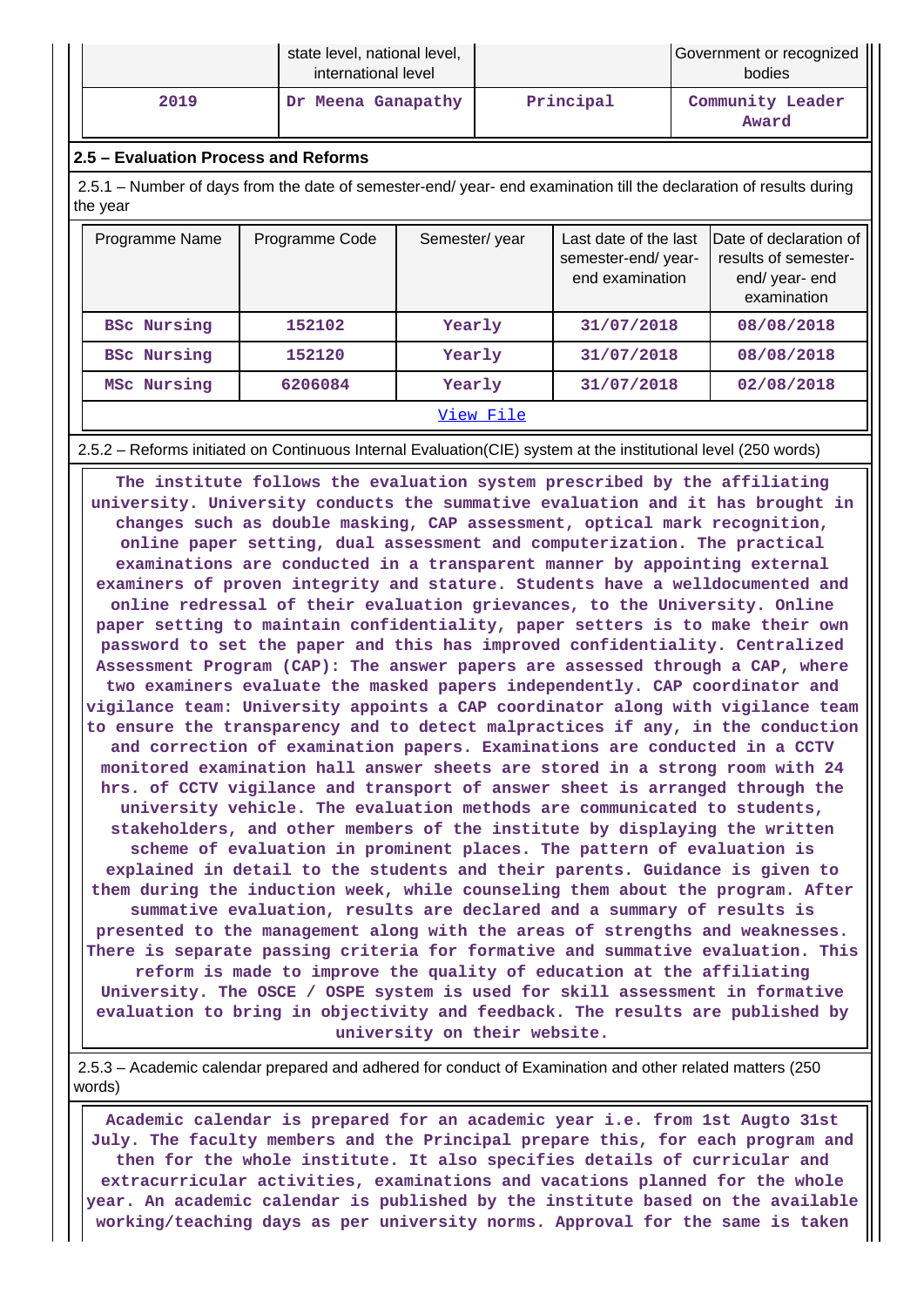| | state level, national level, international level | | Government or recognized bodies |
|---|---|---|---|
| 2019 | Dr Meena Ganapathy | Principal | Community Leader Award |

**2.5 – Evaluation Process and Reforms**

2.5.1 – Number of days from the date of semester-end/ year- end examination till the declaration of results during the year

| Programme Name | Programme Code | Semester/ year | Last date of the last semester-end/ year- end examination | Date of declaration of results of semester- end/ year- end examination |
|---|---|---|---|---|
| BSc Nursing | 152102 | Yearly | 31/07/2018 | 08/08/2018 |
| BSc Nursing | 152120 | Yearly | 31/07/2018 | 08/08/2018 |
| MSc Nursing | 6206084 | Yearly | 31/07/2018 | 02/08/2018 |

View File

2.5.2 – Reforms initiated on Continuous Internal Evaluation(CIE) system at the institutional level (250 words)

The institute follows the evaluation system prescribed by the affiliating university. University conducts the summative evaluation and it has brought in changes such as double masking, CAP assessment, optical mark recognition, online paper setting, dual assessment and computerization. The practical examinations are conducted in a transparent manner by appointing external examiners of proven integrity and stature. Students have a welldocumented and online redressal of their evaluation grievances, to the University. Online paper setting to maintain confidentiality, paper setters is to make their own password to set the paper and this has improved confidentiality. Centralized Assessment Program (CAP): The answer papers are assessed through a CAP, where two examiners evaluate the masked papers independently. CAP coordinator and vigilance team: University appoints a CAP coordinator along with vigilance team to ensure the transparency and to detect malpractices if any, in the conduction and correction of examination papers. Examinations are conducted in a CCTV monitored examination hall answer sheets are stored in a strong room with 24 hrs. of CCTV vigilance and transport of answer sheet is arranged through the university vehicle. The evaluation methods are communicated to students, stakeholders, and other members of the institute by displaying the written scheme of evaluation in prominent places. The pattern of evaluation is explained in detail to the students and their parents. Guidance is given to them during the induction week, while counseling them about the program. After summative evaluation, results are declared and a summary of results is presented to the management along with the areas of strengths and weaknesses. There is separate passing criteria for formative and summative evaluation. This reform is made to improve the quality of education at the affiliating University. The OSCE / OSPE system is used for skill assessment in formative evaluation to bring in objectivity and feedback. The results are published by university on their website.

2.5.3 – Academic calendar prepared and adhered for conduct of Examination and other related matters (250 words)

Academic calendar is prepared for an academic year i.e. from 1st Augto 31st July. The faculty members and the Principal prepare this, for each program and then for the whole institute. It also specifies details of curricular and extracurricular activities, examinations and vacations planned for the whole year. An academic calendar is published by the institute based on the available working/teaching days as per university norms. Approval for the same is taken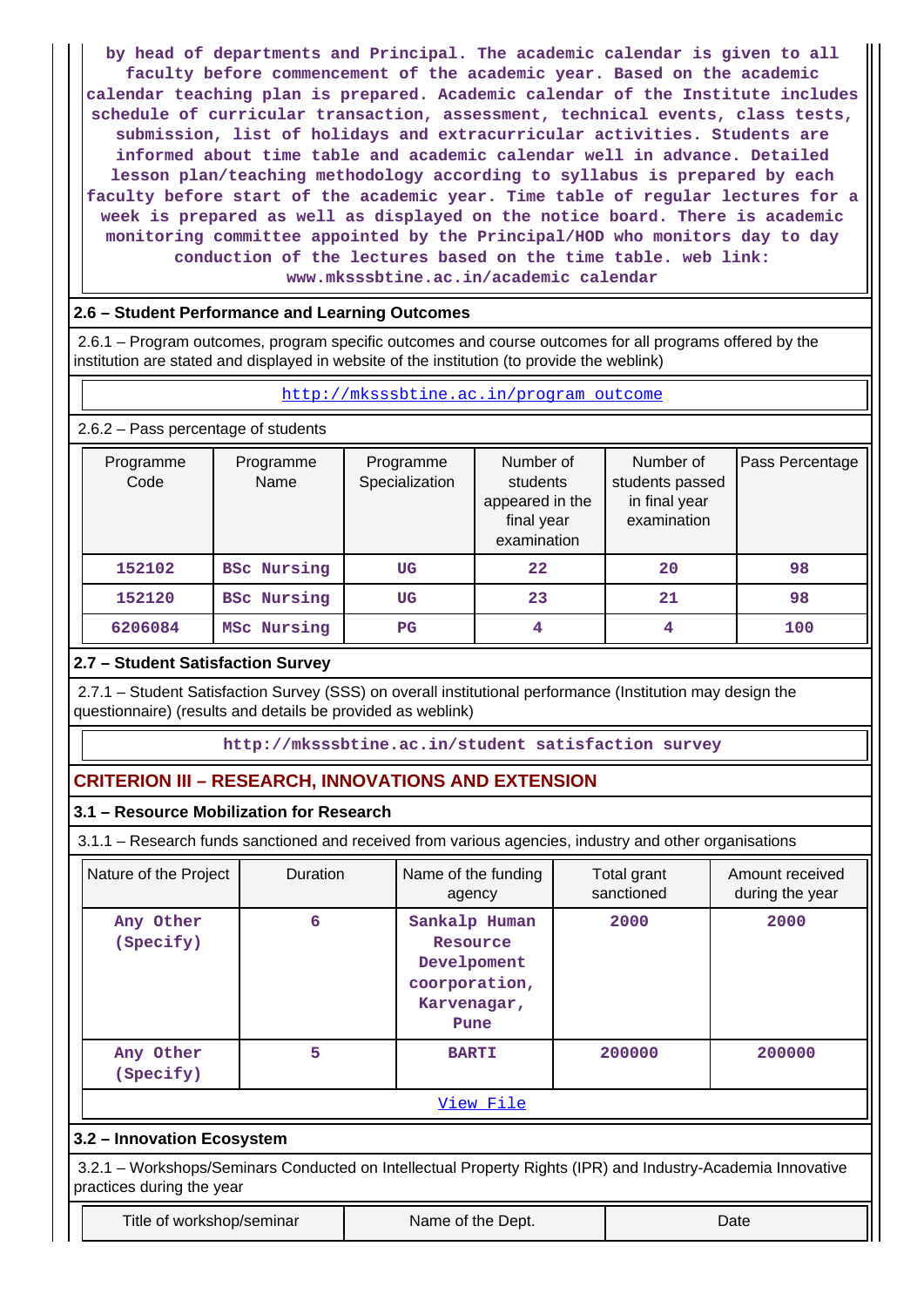by head of departments and Principal. The academic calendar is given to all faculty before commencement of the academic year. Based on the academic calendar teaching plan is prepared. Academic calendar of the Institute includes schedule of curricular transaction, assessment, technical events, class tests, submission, list of holidays and extracurricular activities. Students are informed about time table and academic calendar well in advance. Detailed lesson plan/teaching methodology according to syllabus is prepared by each faculty before start of the academic year. Time table of regular lectures for a week is prepared as well as displayed on the notice board. There is academic monitoring committee appointed by the Principal/HOD who monitors day to day conduction of the lectures based on the time table. web link: www.mksssbtine.ac.in/academic calendar

### 2.6 – Student Performance and Learning Outcomes

2.6.1 – Program outcomes, program specific outcomes and course outcomes for all programs offered by the institution are stated and displayed in website of the institution (to provide the weblink)

http://mksssbtine.ac.in/program outcome

2.6.2 – Pass percentage of students

| Programme Code | Programme Name | Programme Specialization | Number of students appeared in the final year examination | Number of students passed in final year examination | Pass Percentage |
|---|---|---|---|---|---|
| 152102 | BSc Nursing | UG | 22 | 20 | 98 |
| 152120 | BSc Nursing | UG | 23 | 21 | 98 |
| 6206084 | MSc Nursing | PG | 4 | 4 | 100 |

### 2.7 – Student Satisfaction Survey

2.7.1 – Student Satisfaction Survey (SSS) on overall institutional performance (Institution may design the questionnaire) (results and details be provided as weblink)

http://mksssbtine.ac.in/student satisfaction survey

## CRITERION III – RESEARCH, INNOVATIONS AND EXTENSION

### 3.1 – Resource Mobilization for Research

3.1.1 – Research funds sanctioned and received from various agencies, industry and other organisations

| Nature of the Project | Duration | Name of the funding agency | Total grant sanctioned | Amount received during the year |
|---|---|---|---|---|
| Any Other (Specify) | 6 | Sankalp Human Resource Develpoment coorporation, Karvenagar, Pune | 2000 | 2000 |
| Any Other (Specify) | 5 | BARTI | 200000 | 200000 |

View File

### 3.2 – Innovation Ecosystem

3.2.1 – Workshops/Seminars Conducted on Intellectual Property Rights (IPR) and Industry-Academia Innovative practices during the year

| Title of workshop/seminar | Name of the Dept. | Date |
|---|---|---|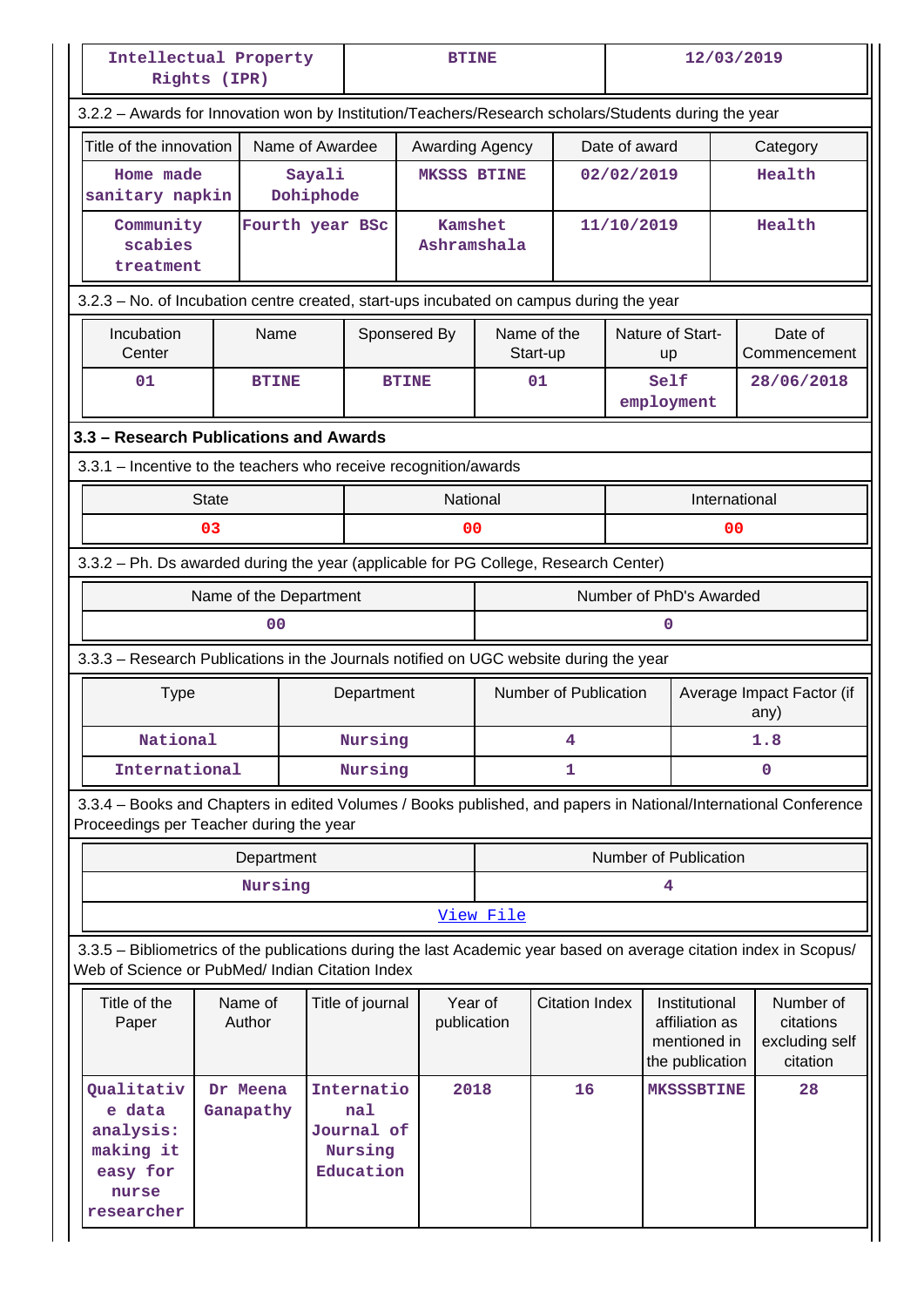| Intellectual Property Rights (IPR) | BTINE | 12/03/2019 |
|---|---|---|

3.2.2 – Awards for Innovation won by Institution/Teachers/Research scholars/Students during the year

| Title of the innovation | Name of Awardee | Awarding Agency | Date of award | Category |
|---|---|---|---|---|
| Home made sanitary napkin | Sayali Dohiphode | MKSSS BTINE | 02/02/2019 | Health |
| Community scabies treatment | Fourth year BSc | Kamshet Ashramshala | 11/10/2019 | Health |

3.2.3 – No. of Incubation centre created, start-ups incubated on campus during the year

| Incubation Center | Name | Sponsered By | Name of the Start-up | Nature of Start-up | Date of Commencement |
|---|---|---|---|---|---|
| 01 | BTINE | BTINE | 01 | Self employment | 28/06/2018 |

### 3.3 – Research Publications and Awards

3.3.1 – Incentive to the teachers who receive recognition/awards

| State | National | International |
|---|---|---|
| 03 | 00 | 00 |

3.3.2 – Ph. Ds awarded during the year (applicable for PG College, Research Center)

| Name of the Department | Number of PhD's Awarded |
|---|---|
| 00 | 0 |

3.3.3 – Research Publications in the Journals notified on UGC website during the year

| Type | Department | Number of Publication | Average Impact Factor (if any) |
|---|---|---|---|
| National | Nursing | 4 | 1.8 |
| International | Nursing | 1 | 0 |

3.3.4 – Books and Chapters in edited Volumes / Books published, and papers in National/International Conference Proceedings per Teacher during the year

| Department | Number of Publication |
|---|---|
| Nursing | 4 |
| View File | |

3.3.5 – Bibliometrics of the publications during the last Academic year based on average citation index in Scopus/ Web of Science or PubMed/ Indian Citation Index

| Title of the Paper | Name of Author | Title of journal | Year of publication | Citation Index | Institutional affiliation as mentioned in the publication | Number of citations excluding self citation |
|---|---|---|---|---|---|---|
| Qualitative data analysis: making it easy for nurse researcher | Dr Meena Ganapathy | International Journal of Nursing Education | 2018 | 16 | MKSSSBTINE | 28 |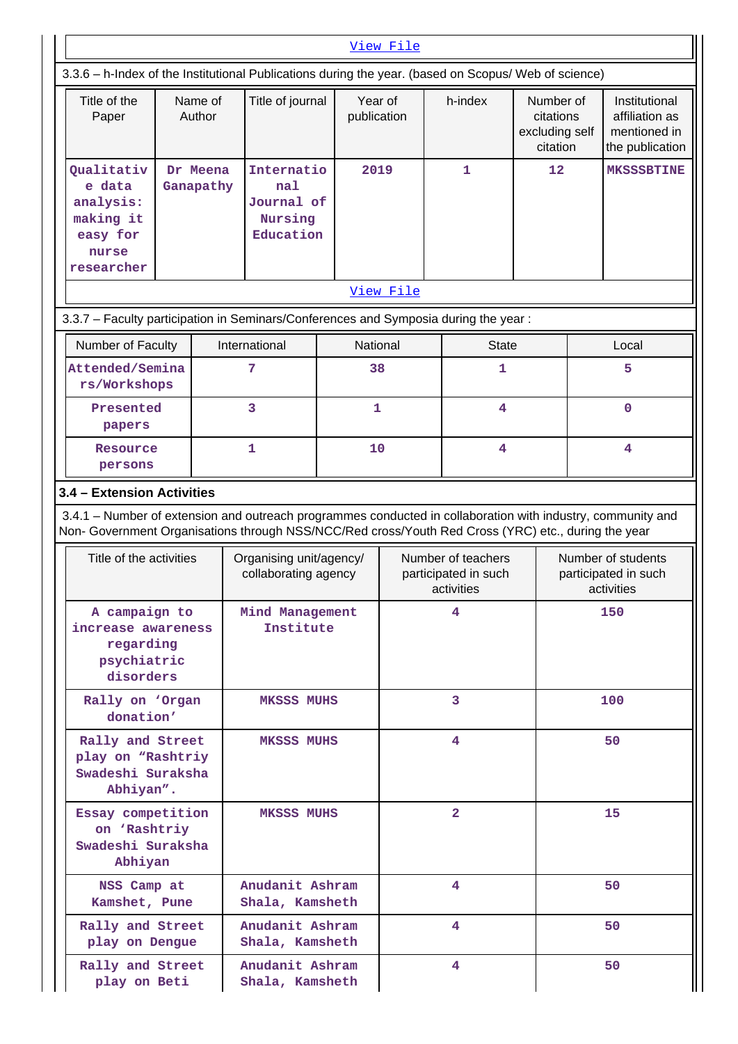View File

3.3.6 – h-Index of the Institutional Publications during the year. (based on Scopus/ Web of science)

| Title of the Paper | Name of Author | Title of journal | Year of publication | h-index | Number of citations excluding self citation | Institutional affiliation as mentioned in the publication |
|---|---|---|---|---|---|---|
| Qualitative data analysis: making it easy for nurse researcher | Dr Meena Ganapathy | International Journal of Nursing Education | 2019 | 1 | 12 | MKSSSBTINE |

View File

3.3.7 – Faculty participation in Seminars/Conferences and Symposia during the year :

| Number of Faculty | International | National | State | Local |
|---|---|---|---|---|
| Attended/Seminars/Workshops | 7 | 38 | 1 | 5 |
| Presented papers | 3 | 1 | 4 | 0 |
| Resource persons | 1 | 10 | 4 | 4 |

**3.4 – Extension Activities**

3.4.1 – Number of extension and outreach programmes conducted in collaboration with industry, community and Non- Government Organisations through NSS/NCC/Red cross/Youth Red Cross (YRC) etc., during the year

| Title of the activities | Organising unit/agency/ collaborating agency | Number of teachers participated in such activities | Number of students participated in such activities |
|---|---|---|---|
| A campaign to increase awareness regarding psychiatric disorders | Mind Management Institute | 4 | 150 |
| Rally on 'Organ donation' | MKSSS MUHS | 3 | 100 |
| Rally and Street play on "Rashtriy Swadeshi Suraksha Abhiyan". | MKSSS MUHS | 4 | 50 |
| Essay competition on 'Rashtriy Swadeshi Suraksha Abhiyan | MKSSS MUHS | 2 | 15 |
| NSS Camp at Kamshet, Pune | Anudanit Ashram Shala, Kamsheth | 4 | 50 |
| Rally and Street play on Dengue | Anudanit Ashram Shala, Kamsheth | 4 | 50 |
| Rally and Street play on Beti | Anudanit Ashram Shala, Kamsheth | 4 | 50 |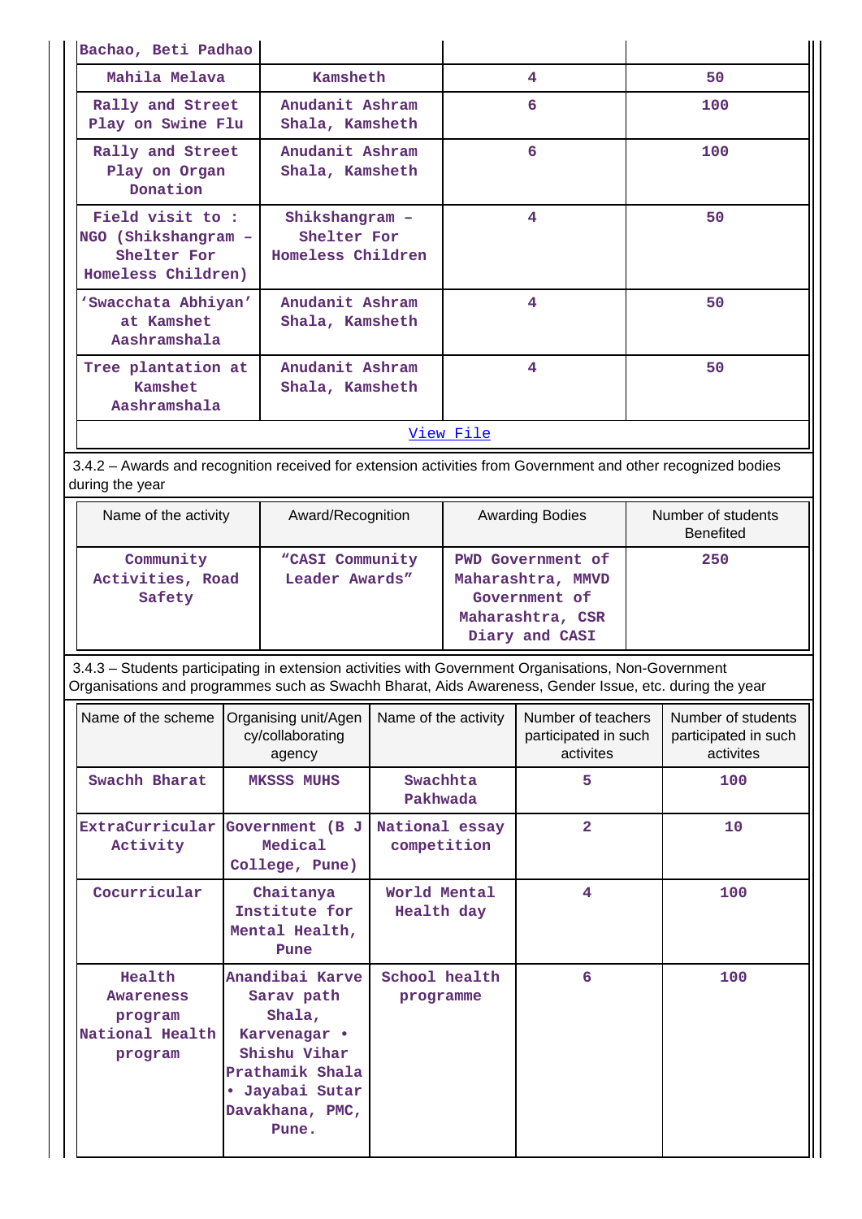| Bachao, Beti Padhao | | | |
|---|---|---|---|
| Mahila Melava | Kamsheth | 4 | 50 |
| Rally and Street Play on Swine Flu | Anudanit Ashram Shala, Kamsheth | 6 | 100 |
| Rally and Street Play on Organ Donation | Anudanit Ashram Shala, Kamsheth | 6 | 100 |
| Field visit to : NGO (Shikshangram – Shelter For Homeless Children) | Shikshangram – Shelter For Homeless Children | 4 | 50 |
| 'Swacchata Abhiyan' at Kamshet Aashramshala | Anudanit Ashram Shala, Kamsheth | 4 | 50 |
| Tree plantation at Kamshet Aashramshala | Anudanit Ashram Shala, Kamsheth | 4 | 50 |

[View File]

3.4.2 – Awards and recognition received for extension activities from Government and other recognized bodies during the year

| Name of the activity | Award/Recognition | Awarding Bodies | Number of students Benefited |
|---|---|---|---|
| Community Activities, Road Safety | "CASI Community Leader Awards" | PWD Government of Maharashtra, MMVD Government of Maharashtra, CSR Diary and CASI | 250 |

3.4.3 – Students participating in extension activities with Government Organisations, Non-Government Organisations and programmes such as Swachh Bharat, Aids Awareness, Gender Issue, etc. during the year

| Name of the scheme | Organising unit/Agency/collaborating agency | Name of the activity | Number of teachers participated in such activites | Number of students participated in such activites |
|---|---|---|---|---|
| Swachh Bharat | MKSSS MUHS | Swachhta Pakhwada | 5 | 100 |
| ExtraCurricular Activity | Government (B J Medical College, Pune) | National essay competition | 2 | 10 |
| Cocurricular | Chaitanya Institute for Mental Health, Pune | World Mental Health day | 4 | 100 |
| Health Awareness program National Health program | Anandibai Karve Sarav path Shala, Karvenagar • Shishu Vihar Prathamik Shala • Jayabai Sutar Davakhana, PMC, Pune. | School health programme | 6 | 100 |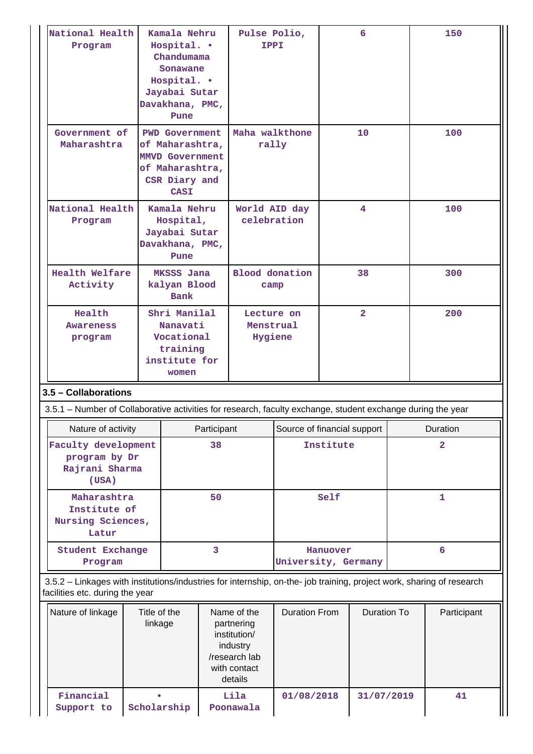| National Health Program | Kamala Nehru Hospital. • Chandumama Sonawane Hospital. • Jayabai Sutar Davakhana, PMC, Pune | Pulse Polio, IPPI | 6 | 150 |
|---|---|---|---|---|
| Government of Maharashtra | PWD Government of Maharashtra, MMVD Government of Maharashtra, CSR Diary and CASI | Maha walkthone rally | 10 | 100 |
| National Health Program | Kamala Nehru Hospital, Jayabai Sutar Davakhana, PMC, Pune | World AID day celebration | 4 | 100 |
| Health Welfare Activity | MKSSS Jana kalyan Blood Bank | Blood donation camp | 38 | 300 |
| Health Awareness program | Shri Manilal Nanavati Vocational training institute for women | Lecture on Menstrual Hygiene | 2 | 200 |

### 3.5 – Collaborations

3.5.1 – Number of Collaborative activities for research, faculty exchange, student exchange during the year

| Nature of activity | Participant | Source of financial support | Duration |
|---|---|---|---|
| Faculty development program by Dr Rajrani Sharma (USA) | 38 | Institute | 2 |
| Maharashtra Institute of Nursing Sciences, Latur | 50 | Self | 1 |
| Student Exchange Program | 3 | Hanuover University, Germany | 6 |

3.5.2 – Linkages with institutions/industries for internship, on-the- job training, project work, sharing of research facilities etc. during the year

| Nature of linkage | Title of the linkage | Name of the partnering institution/ industry /research lab with contact details | Duration From | Duration To | Participant |
|---|---|---|---|---|---|
| Financial Support to | • Scholarship | Lila Poonawala | 01/08/2018 | 31/07/2019 | 41 |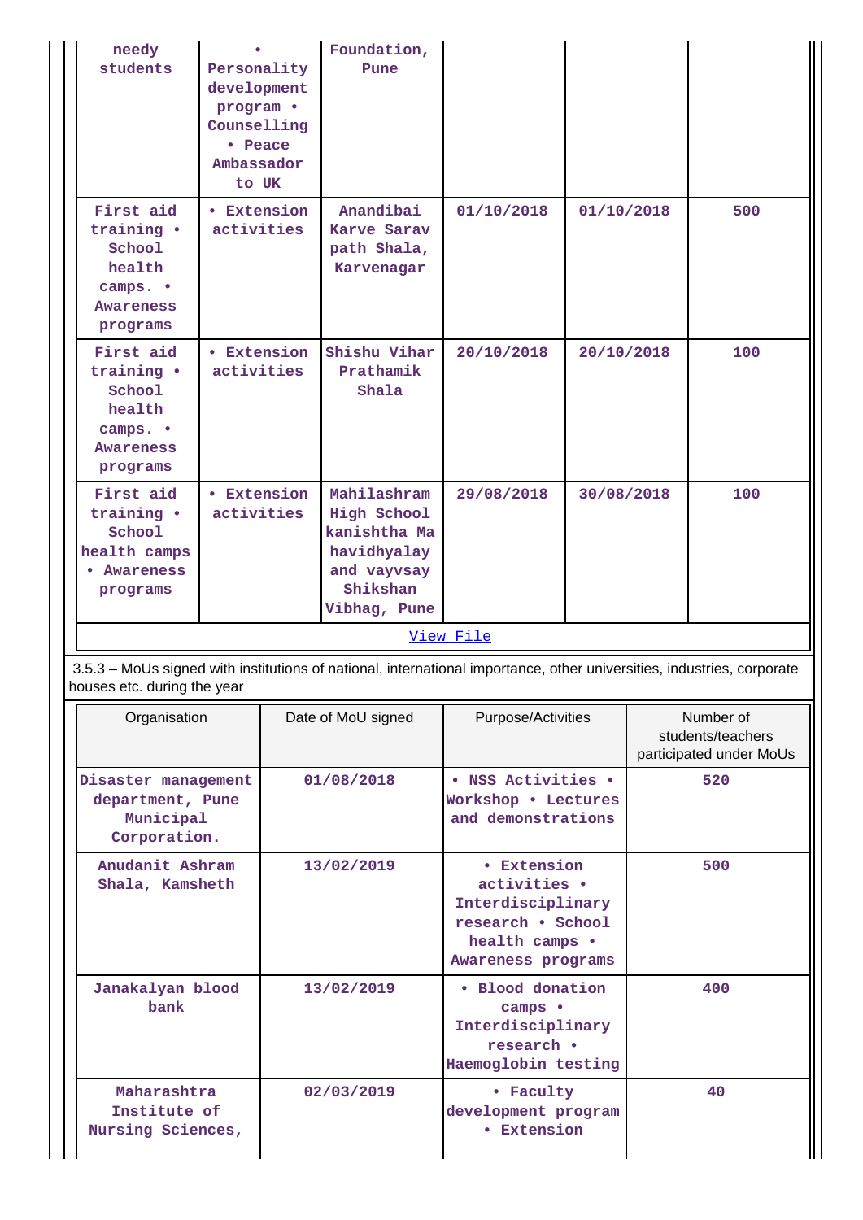| | | | | | |
|---|---|---|---|---|---|
| needy students | • Personality development program • Counselling • Peace Ambassador to UK | Foundation, Pune | | | |
| First aid training • School health camps. • Awareness programs | • Extension activities | Anandibai Karve Sarav path Shala, Karvenagar | 01/10/2018 | 01/10/2018 | 500 |
| First aid training • School health camps. • Awareness programs | • Extension activities | Shishu Vihar Prathamik Shala | 20/10/2018 | 20/10/2018 | 100 |
| First aid training • School health camps • Awareness programs | • Extension activities | Mahilashram High School kanishtha Ma havidhyalay and vayvsay Shikshan Vibhag, Pune | 29/08/2018 | 30/08/2018 | 100 |

View File

3.5.3 – MoUs signed with institutions of national, international importance, other universities, industries, corporate houses etc. during the year

| Organisation | Date of MoU signed | Purpose/Activities | Number of students/teachers participated under MoUs |
|---|---|---|---|
| Disaster management department, Pune Municipal Corporation. | 01/08/2018 | • NSS Activities • Workshop • Lectures and demonstrations | 520 |
| Anudanit Ashram Shala, Kamsheth | 13/02/2019 | • Extension activities • Interdisciplinary research • School health camps • Awareness programs | 500 |
| Janakalyan blood bank | 13/02/2019 | • Blood donation camps • Interdisciplinary research • Haemoglobin testing | 400 |
| Maharashtra Institute of Nursing Sciences, | 02/03/2019 | • Faculty development program • Extension | 40 |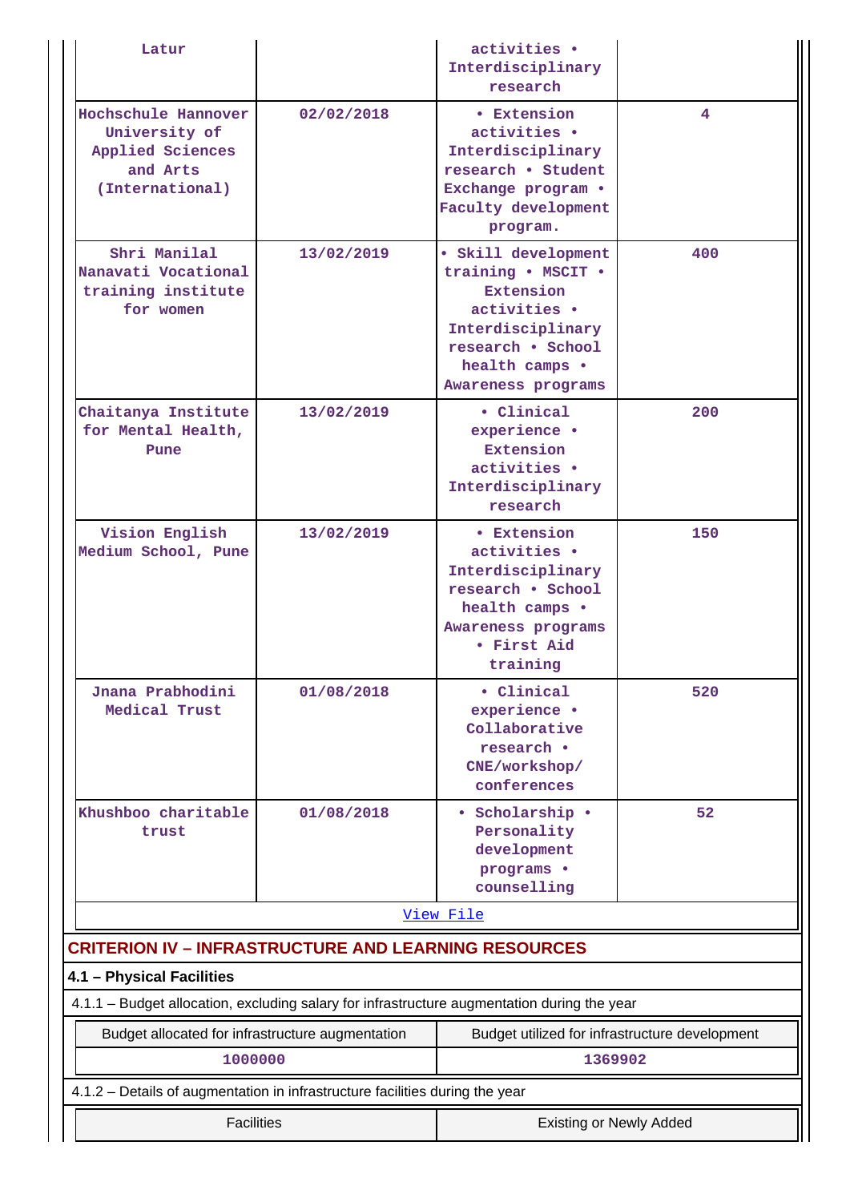| Latur | | activities • Interdisciplinary research | |
|---|---|---|---|
| Hochschule Hannover University of Applied Sciences and Arts (International) | 02/02/2018 | • Extension activities • Interdisciplinary research • Student Exchange program • Faculty development program. | 4 |
| Shri Manilal Nanavati Vocational training institute for women | 13/02/2019 | • Skill development training • MSCIT • Extension activities • Interdisciplinary research • School health camps • Awareness programs | 400 |
| Chaitanya Institute for Mental Health, Pune | 13/02/2019 | • Clinical experience • Extension activities • Interdisciplinary research | 200 |
| Vision English Medium School, Pune | 13/02/2019 | • Extension activities • Interdisciplinary research • School health camps • Awareness programs • First Aid training | 150 |
| Jnana Prabhodini Medical Trust | 01/08/2018 | • Clinical experience • Collaborative research • CNE/workshop/ conferences | 520 |
| Khushboo charitable trust | 01/08/2018 | • Scholarship • Personality development programs • counselling | 52 |

View File

## CRITERION IV – INFRASTRUCTURE AND LEARNING RESOURCES

### 4.1 – Physical Facilities

4.1.1 – Budget allocation, excluding salary for infrastructure augmentation during the year

| Budget allocated for infrastructure augmentation | Budget utilized for infrastructure development |
|---|---|
| 1000000 | 1369902 |

4.1.2 – Details of augmentation in infrastructure facilities during the year

| Facilities | Existing or Newly Added |
|---|---|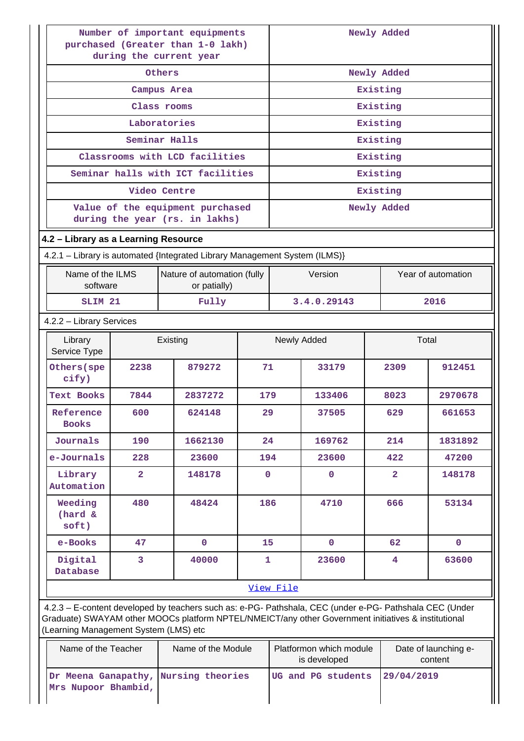| Number of important equipments purchased (Greater than 1-0 lakh) during the current year | Newly Added |
|---|---|
| Others | Newly Added |
| Campus Area | Existing |
| Class rooms | Existing |
| Laboratories | Existing |
| Seminar Halls | Existing |
| Classrooms with LCD facilities | Existing |
| Seminar halls with ICT facilities | Existing |
| Video Centre | Existing |
| Value of the equipment purchased during the year (rs. in lakhs) | Newly Added |

**4.2 – Library as a Learning Resource**

4.2.1 – Library is automated {Integrated Library Management System (ILMS)}

| Name of the ILMS software | Nature of automation (fully or patially) | Version | Year of automation |
|---|---|---|---|
| SLIM 21 | Fully | 3.4.0.29143 | 2016 |

4.2.2 – Library Services

| Library Service Type | Existing | | Newly Added | | Total | |
|---|---|---|---|---|---|---|
| Others(specify) | 2238 | 879272 | 71 | 33179 | 2309 | 912451 |
| Text Books | 7844 | 2837272 | 179 | 133406 | 8023 | 2970678 |
| Reference Books | 600 | 624148 | 29 | 37505 | 629 | 661653 |
| Journals | 190 | 1662130 | 24 | 169762 | 214 | 1831892 |
| e-Journals | 228 | 23600 | 194 | 23600 | 422 | 47200 |
| Library Automation | 2 | 148178 | 0 | 0 | 2 | 148178 |
| Weeding (hard & soft) | 480 | 48424 | 186 | 4710 | 666 | 53134 |
| e-Books | 47 | 0 | 15 | 0 | 62 | 0 |
| Digital Database | 3 | 40000 | 1 | 23600 | 4 | 63600 |

View File

4.2.3 – E-content developed by teachers such as: e-PG- Pathshala, CEC (under e-PG- Pathshala CEC (Under Graduate) SWAYAM other MOOCs platform NPTEL/NMEICT/any other Government initiatives & institutional (Learning Management System (LMS) etc

| Name of the Teacher | Name of the Module | Platformon which module is developed | Date of launching e-content |
|---|---|---|---|
| Dr Meena Ganapathy, Mrs Nupoor Bhambid, | Nursing theories | UG and PG students | 29/04/2019 |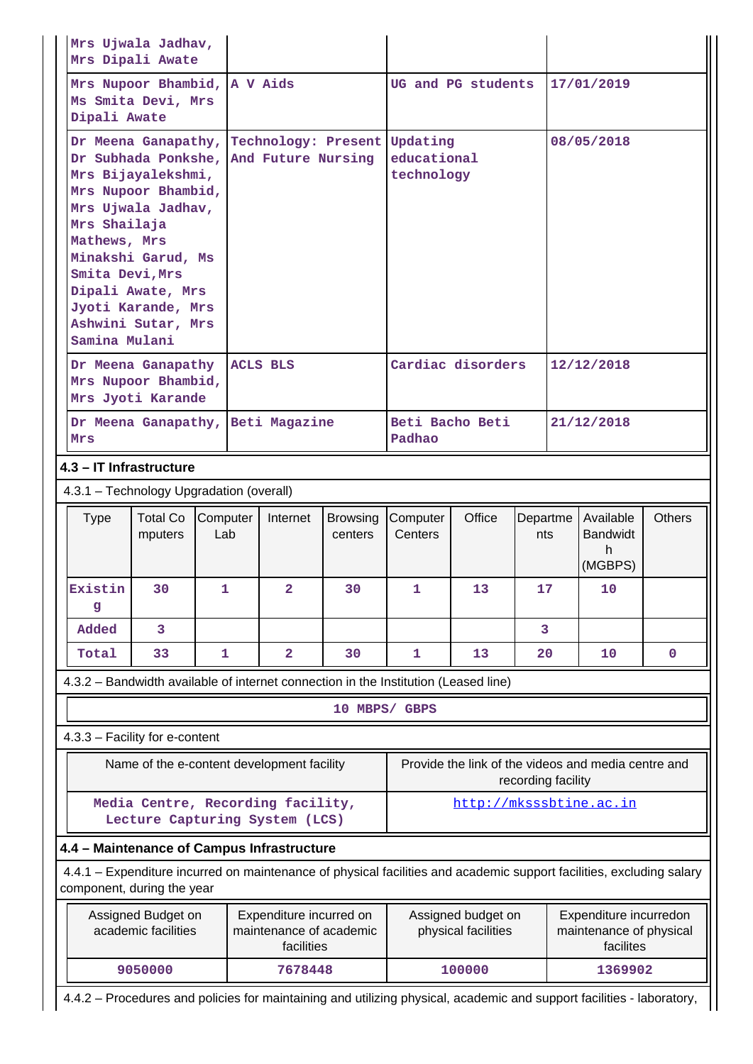| | | | |
|---|---|---|---|
| Mrs Ujwala Jadhav, Mrs Dipali Awate | | | |
| Mrs Nupoor Bhambid, Ms Smita Devi, Mrs Dipali Awate | A V Aids | UG and PG students | 17/01/2019 |
| Dr Meena Ganapathy, Dr Subhada Ponkshe, Mrs Bijayalekshmi, Mrs Nupoor Bhambid, Mrs Ujwala Jadhav, Mrs Shailaja Mathews, Mrs Minakshi Garud, Ms Smita Devi,Mrs Dipali Awate, Mrs Jyoti Karande, Mrs Ashwini Sutar, Mrs Samina Mulani | Technology: Present And Future Nursing | Updating educational technology | 08/05/2018 |
| Dr Meena Ganapathy Mrs Nupoor Bhambid, Mrs Jyoti Karande | ACLS BLS | Cardiac disorders | 12/12/2018 |
| Dr Meena Ganapathy, Mrs | Beti Magazine | Beti Bacho Beti Padhao | 21/12/2018 |

### 4.3 – IT Infrastructure

4.3.1 – Technology Upgradation (overall)

| Type | Total Computers | Computer Lab | Internet | Browsing centers | Computer Centers | Office | Departments | Available Bandwidth (MGBPS) | Others |
|---|---|---|---|---|---|---|---|---|---|
| Existing | 30 | 1 | 2 | 30 | 1 | 13 | 17 | 10 | |
| Added | 3 | | | | | | 3 | | |
| Total | 33 | 1 | 2 | 30 | 1 | 13 | 20 | 10 | 0 |

4.3.2 – Bandwidth available of internet connection in the Institution (Leased line)

10 MBPS/ GBPS

4.3.3 – Facility for e-content

| Name of the e-content development facility | Provide the link of the videos and media centre and recording facility |
|---|---|
| Media Centre, Recording facility, Lecture Capturing System (LCS) | http://mksssbtine.ac.in |

### 4.4 – Maintenance of Campus Infrastructure

4.4.1 – Expenditure incurred on maintenance of physical facilities and academic support facilities, excluding salary component, during the year

| Assigned Budget on academic facilities | Expenditure incurred on maintenance of academic facilities | Assigned budget on physical facilities | Expenditure incurredon maintenance of physical facilites |
|---|---|---|---|
| 9050000 | 7678448 | 100000 | 1369902 |

4.4.2 – Procedures and policies for maintaining and utilizing physical, academic and support facilities - laboratory,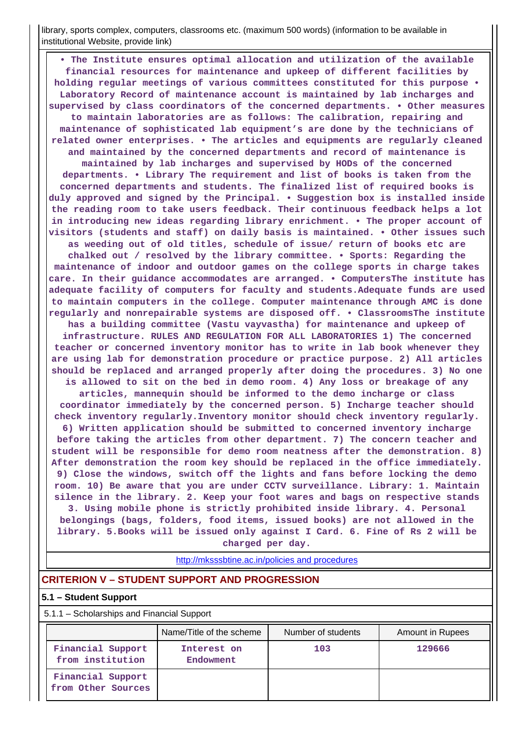library, sports complex, computers, classrooms etc. (maximum 500 words) (information to be available in institutional Website, provide link)

| |
|---|
| • The Institute ensures optimal allocation and utilization of the available financial resources for maintenance and upkeep of different facilities by holding regular meetings of various committees constituted for this purpose • Laboratory Record of maintenance account is maintained by lab incharges and supervised by class coordinators of the concerned departments. • Other measures to maintain laboratories are as follows: The calibration, repairing and maintenance of sophisticated lab equipment's are done by the technicians of related owner enterprises. • The articles and equipments are regularly cleaned and maintained by the concerned departments and record of maintenance is maintained by lab incharges and supervised by HODs of the concerned departments. • Library The requirement and list of books is taken from the concerned departments and students. The finalized list of required books is duly approved and signed by the Principal. • Suggestion box is installed inside the reading room to take users feedback. Their continuous feedback helps a lot in introducing new ideas regarding library enrichment. • The proper account of visitors (students and staff) on daily basis is maintained. • Other issues such as weeding out of old titles, schedule of issue/ return of books etc are chalked out / resolved by the library committee. • Sports: Regarding the maintenance of indoor and outdoor games on the college sports in charge takes care. In their guidance accommodates are arranged. • ComputersThe institute has adequate facility of computers for faculty and students.Adequate funds are used to maintain computers in the college. Computer maintenance through AMC is done regularly and nonrepairable systems are disposed off. • ClassroomsThe institute has a building committee (Vastu vayvastha) for maintenance and upkeep of infrastructure. RULES AND REGULATION FOR ALL LABORATORIES 1) The concerned teacher or concerned inventory monitor has to write in lab book whenever they are using lab for demonstration procedure or practice purpose. 2) All articles should be replaced and arranged properly after doing the procedures. 3) No one is allowed to sit on the bed in demo room. 4) Any loss or breakage of any articles, mannequin should be informed to the demo incharge or class coordinator immediately by the concerned person. 5) Incharge teacher should check inventory regularly.Inventory monitor should check inventory regularly. 6) Written application should be submitted to concerned inventory incharge before taking the articles from other department. 7) The concern teacher and student will be responsible for demo room neatness after the demonstration. 8) After demonstration the room key should be replaced in the office immediately. 9) Close the windows, switch off the lights and fans before locking the demo room. 10) Be aware that you are under CCTV surveillance. Library: 1. Maintain silence in the library. 2. Keep your foot wares and bags on respective stands 3. Using mobile phone is strictly prohibited inside library. 4. Personal belongings (bags, folders, food items, issued books) are not allowed in the library. 5.Books will be issued only against I Card. 6. Fine of Rs 2 will be charged per day. |
| http://mksssbtine.ac.in/policies and procedures |

## CRITERION V – STUDENT SUPPORT AND PROGRESSION

### 5.1 – Student Support

5.1.1 – Scholarships and Financial Support

| | Name/Title of the scheme | Number of students | Amount in Rupees |
|---|---|---|---|
| Financial Support from institution | Interest on Endowment | 103 | 129666 |
| Financial Support from Other Sources | | | |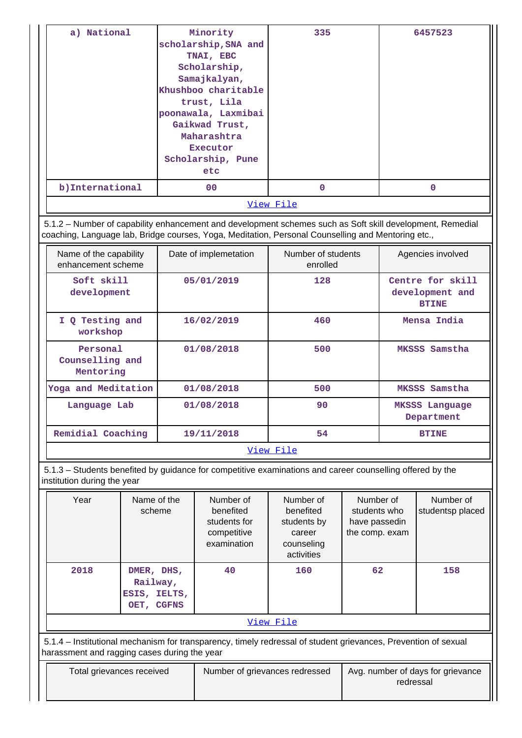| a) National | Minority scholarship,SNA and TNAI, EBC Scholarship, Samajkalyan, Khushboo charitable trust, Lila poonawala, Laxmibai Gaikwad Trust, Maharashtra Executor Scholarship, Pune etc | 335 | 6457523 |
|---|---|---|---|
| b)International | 00 | 0 | 0 |
| View File | | | |

5.1.2 – Number of capability enhancement and development schemes such as Soft skill development, Remedial coaching, Language lab, Bridge courses, Yoga, Meditation, Personal Counselling and Mentoring etc.,

| Name of the capability enhancement scheme | Date of implemetation | Number of students enrolled | Agencies involved |
|---|---|---|---|
| Soft skill development | 05/01/2019 | 128 | Centre for skill development and BTINE |
| I Q Testing and workshop | 16/02/2019 | 460 | Mensa India |
| Personal Counselling and Mentoring | 01/08/2018 | 500 | MKSSS Samstha |
| Yoga and Meditation | 01/08/2018 | 500 | MKSSS Samstha |
| Language Lab | 01/08/2018 | 90 | MKSSS Language Department |
| Remidial Coaching | 19/11/2018 | 54 | BTINE |
| View File | | | |

5.1.3 – Students benefited by guidance for competitive examinations and career counselling offered by the institution during the year

| Year | Name of the scheme | Number of benefited students for competitive examination | Number of benefited students by career counseling activities | Number of students who have passedin the comp. exam | Number of studentsp placed |
|---|---|---|---|---|---|
| 2018 | DMER, DHS, Railway, ESIS, IELTS, OET, CGFNS | 40 | 160 | 62 | 158 |
| View File | | | | | |

5.1.4 – Institutional mechanism for transparency, timely redressal of student grievances, Prevention of sexual harassment and ragging cases during the year

| Total grievances received | Number of grievances redressed | Avg. number of days for grievance redressal |
|---|---|---|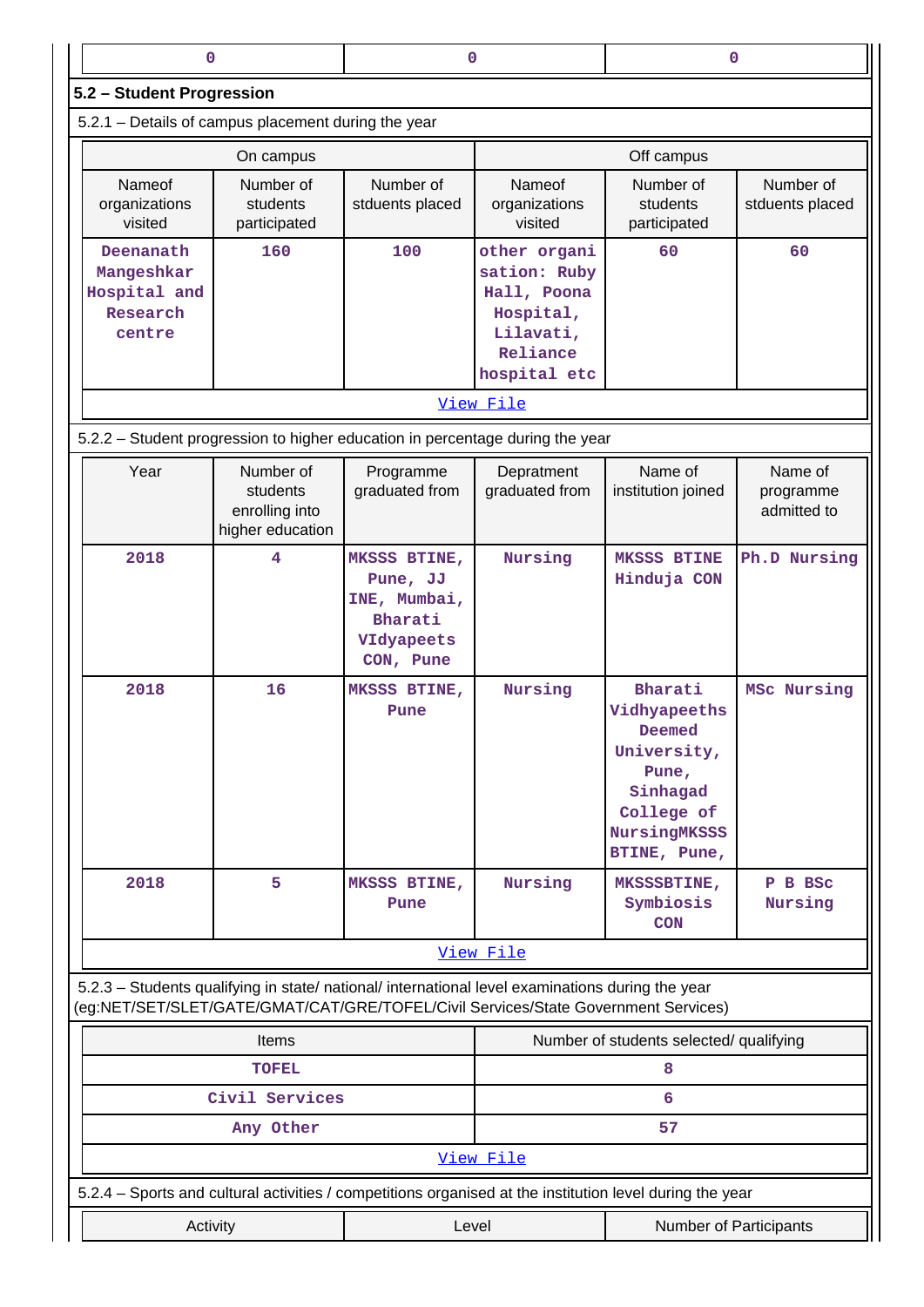| 0 | 0 | 0 |
|---|---|---|

## 5.2 – Student Progression

5.2.1 – Details of campus placement during the year

| On campus | | | Off campus | | |
|---|---|---|---|---|---|
| Nameof organizations visited | Number of students participated | Number of stduents placed | Nameof organizations visited | Number of students participated | Number of stduents placed |
| Deenanath Mangeshkar Hospital and Research centre | 160 | 100 | other organi sation: Ruby Hall, Poona Hospital, Lilavati, Reliance hospital etc | 60 | 60 |

View File

5.2.2 – Student progression to higher education in percentage during the year

| Year | Number of students enrolling into higher education | Programme graduated from | Depratment graduated from | Name of institution joined | Name of programme admitted to |
|---|---|---|---|---|---|
| 2018 | 4 | MKSSS BTINE, Pune, JJ INE, Mumbai, Bharati VIdyapeets CON, Pune | Nursing | MKSSS BTINE Hinduja CON | Ph.D Nursing |
| 2018 | 16 | MKSSS BTINE, Pune | Nursing | Bharati Vidhyapeeths Deemed University, Pune, Sinhagad College of NursingMKSSS BTINE, Pune, | MSc Nursing |
| 2018 | 5 | MKSSS BTINE, Pune | Nursing | MKSSSBTINE, Symbiosis CON | P B BSc Nursing |

View File

5.2.3 – Students qualifying in state/ national/ international level examinations during the year (eg:NET/SET/SLET/GATE/GMAT/CAT/GRE/TOFEL/Civil Services/State Government Services)

| Items | Number of students selected/ qualifying |
|---|---|
| TOFEL | 8 |
| Civil Services | 6 |
| Any Other | 57 |

View File

5.2.4 – Sports and cultural activities / competitions organised at the institution level during the year

| Activity | Level | Number of Participants |
|---|---|---|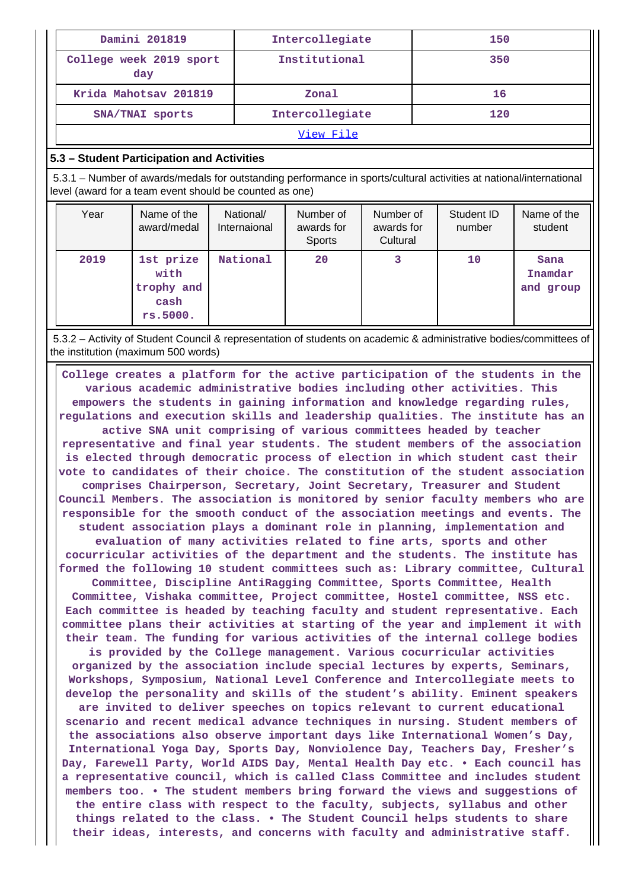| Damini 201819 | Intercollegiate | 150 |
|---|---|---|
| College week 2019 sport day | Institutional | 350 |
| Krida Mahotsav 201819 | Zonal | 16 |
| SNA/TNAI sports | Intercollegiate | 120 |
| View File | | |

## 5.3 – Student Participation and Activities

5.3.1 – Number of awards/medals for outstanding performance in sports/cultural activities at national/international level (award for a team event should be counted as one)

| Year | Name of the award/medal | National/ Internaional | Number of awards for Sports | Number of awards for Cultural | Student ID number | Name of the student |
|---|---|---|---|---|---|---|
| 2019 | 1st prize with trophy and cash rs.5000. | National | 20 | 3 | 10 | Sana Inamdar and group |

5.3.2 – Activity of Student Council & representation of students on academic & administrative bodies/committees of the institution (maximum 500 words)

College creates a platform for the active participation of the students in the various academic administrative bodies including other activities. This empowers the students in gaining information and knowledge regarding rules, regulations and execution skills and leadership qualities. The institute has an active SNA unit comprising of various committees headed by teacher representative and final year students. The student members of the association is elected through democratic process of election in which student cast their vote to candidates of their choice. The constitution of the student association comprises Chairperson, Secretary, Joint Secretary, Treasurer and Student Council Members. The association is monitored by senior faculty members who are responsible for the smooth conduct of the association meetings and events. The student association plays a dominant role in planning, implementation and evaluation of many activities related to fine arts, sports and other cocurricular activities of the department and the students. The institute has formed the following 10 student committees such as: Library committee, Cultural Committee, Discipline AntiRagging Committee, Sports Committee, Health Committee, Vishaka committee, Project committee, Hostel committee, NSS etc. Each committee is headed by teaching faculty and student representative. Each committee plans their activities at starting of the year and implement it with their team. The funding for various activities of the internal college bodies is provided by the College management. Various cocurricular activities organized by the association include special lectures by experts, Seminars, Workshops, Symposium, National Level Conference and Intercollegiate meets to develop the personality and skills of the student's ability. Eminent speakers are invited to deliver speeches on topics relevant to current educational scenario and recent medical advance techniques in nursing. Student members of the associations also observe important days like International Women's Day, International Yoga Day, Sports Day, Nonviolence Day, Teachers Day, Fresher's Day, Farewell Party, World AIDS Day, Mental Health Day etc. • Each council has a representative council, which is called Class Committee and includes student members too. • The student members bring forward the views and suggestions of the entire class with respect to the faculty, subjects, syllabus and other things related to the class. • The Student Council helps students to share their ideas, interests, and concerns with faculty and administrative staff.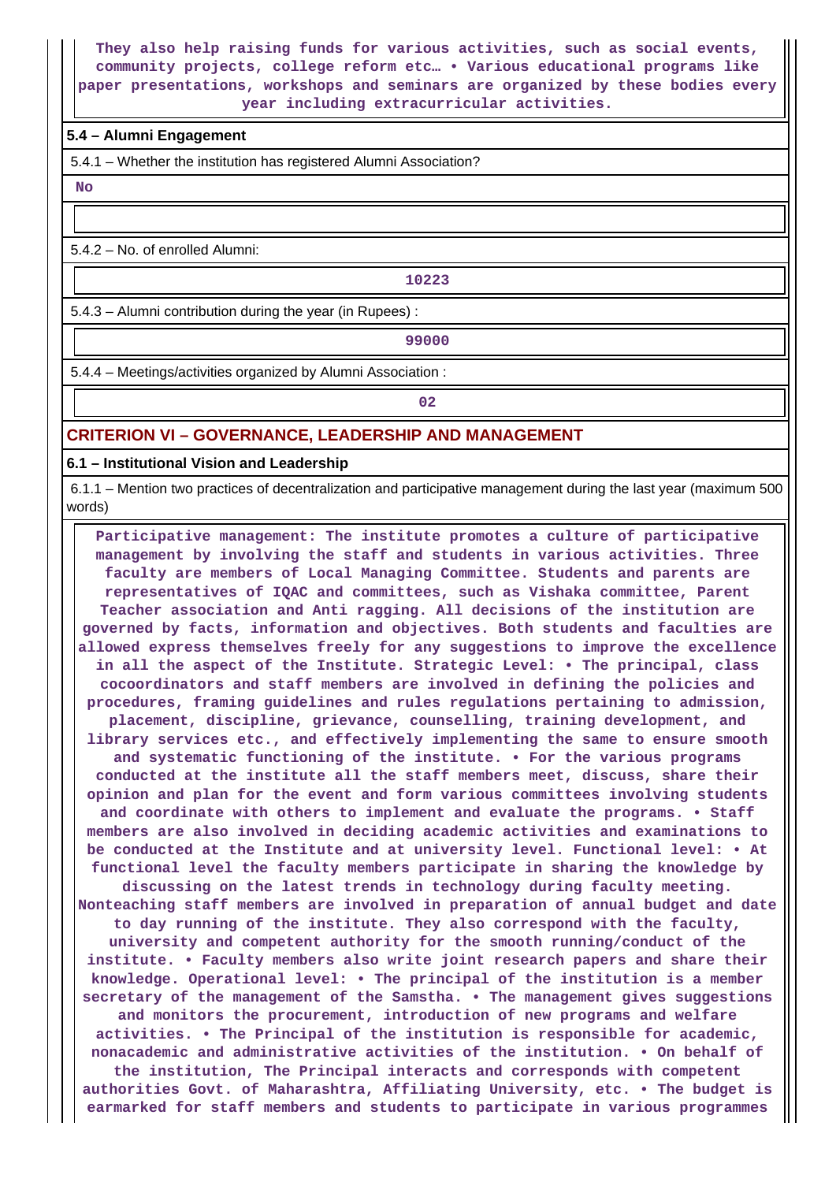They also help raising funds for various activities, such as social events, community projects, college reform etc… • Various educational programs like paper presentations, workshops and seminars are organized by these bodies every year including extracurricular activities.

**5.4 – Alumni Engagement**

5.4.1 – Whether the institution has registered Alumni Association?

No

5.4.2 – No. of enrolled Alumni:

10223

5.4.3 – Alumni contribution during the year (in Rupees) :

99000

5.4.4 – Meetings/activities organized by Alumni Association :

02

## CRITERION VI – GOVERNANCE, LEADERSHIP AND MANAGEMENT

**6.1 – Institutional Vision and Leadership**

6.1.1 – Mention two practices of decentralization and participative management during the last year (maximum 500 words)

Participative management: The institute promotes a culture of participative management by involving the staff and students in various activities. Three faculty are members of Local Managing Committee. Students and parents are representatives of IQAC and committees, such as Vishaka committee, Parent Teacher association and Anti ragging. All decisions of the institution are governed by facts, information and objectives. Both students and faculties are allowed express themselves freely for any suggestions to improve the excellence in all the aspect of the Institute. Strategic Level: • The principal, class cocoordinators and staff members are involved in defining the policies and procedures, framing guidelines and rules regulations pertaining to admission, placement, discipline, grievance, counselling, training development, and library services etc., and effectively implementing the same to ensure smooth and systematic functioning of the institute. • For the various programs conducted at the institute all the staff members meet, discuss, share their opinion and plan for the event and form various committees involving students and coordinate with others to implement and evaluate the programs. • Staff members are also involved in deciding academic activities and examinations to be conducted at the Institute and at university level. Functional level: • At functional level the faculty members participate in sharing the knowledge by discussing on the latest trends in technology during faculty meeting. Nonteaching staff members are involved in preparation of annual budget and date to day running of the institute. They also correspond with the faculty, university and competent authority for the smooth running/conduct of the institute. • Faculty members also write joint research papers and share their knowledge. Operational level: • The principal of the institution is a member secretary of the management of the Samstha. • The management gives suggestions and monitors the procurement, introduction of new programs and welfare activities. • The Principal of the institution is responsible for academic, nonacademic and administrative activities of the institution. • On behalf of the institution, The Principal interacts and corresponds with competent authorities Govt. of Maharashtra, Affiliating University, etc. • The budget is earmarked for staff members and students to participate in various programmes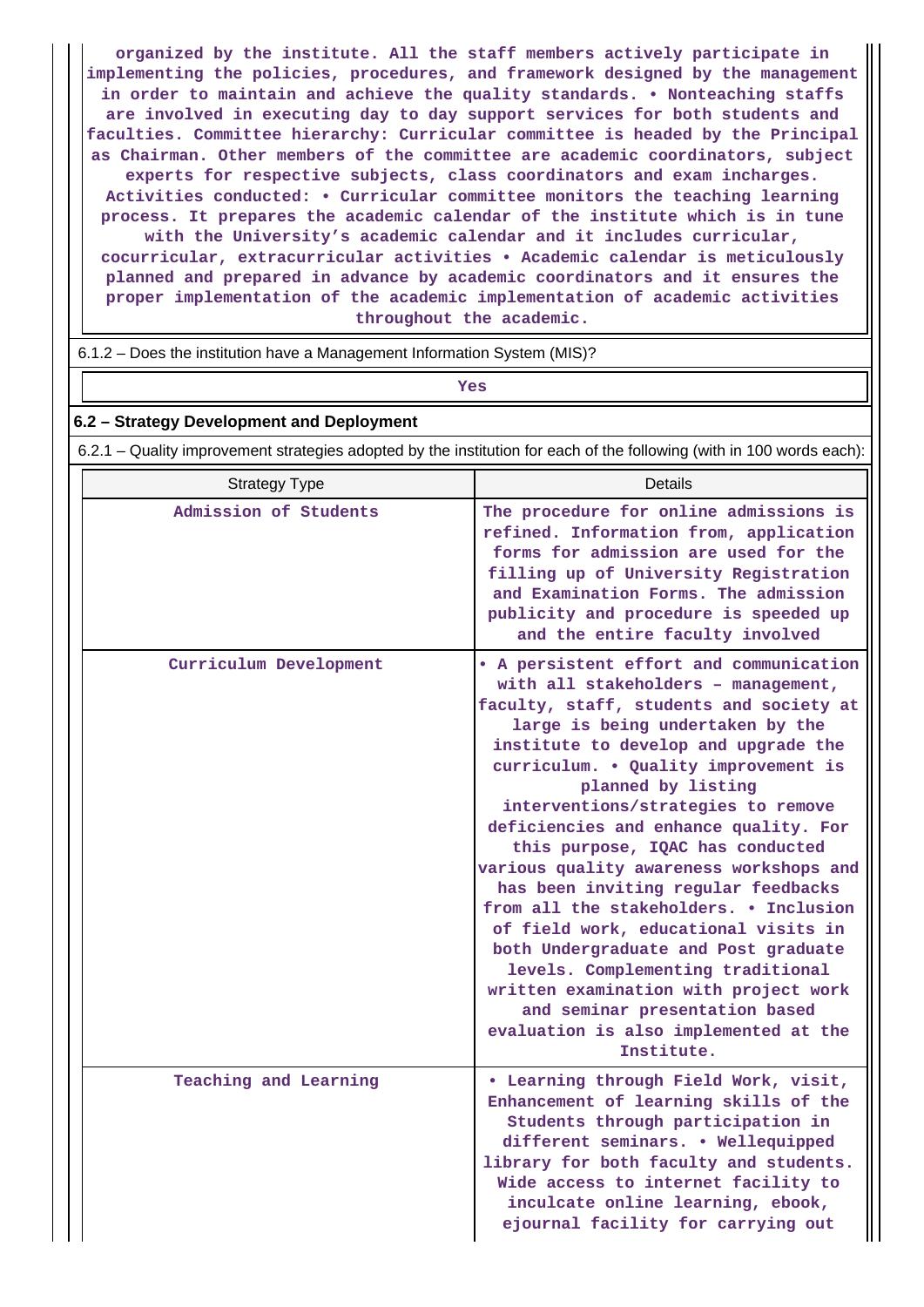organized by the institute. All the staff members actively participate in implementing the policies, procedures, and framework designed by the management in order to maintain and achieve the quality standards. • Nonteaching staffs are involved in executing day to day support services for both students and faculties. Committee hierarchy: Curricular committee is headed by the Principal as Chairman. Other members of the committee are academic coordinators, subject experts for respective subjects, class coordinators and exam incharges. Activities conducted: • Curricular committee monitors the teaching learning process. It prepares the academic calendar of the institute which is in tune with the University's academic calendar and it includes curricular, cocurricular, extracurricular activities • Academic calendar is meticulously planned and prepared in advance by academic coordinators and it ensures the proper implementation of the academic implementation of academic activities throughout the academic.

6.1.2 – Does the institution have a Management Information System (MIS)?

Yes

## 6.2 – Strategy Development and Deployment

6.2.1 – Quality improvement strategies adopted by the institution for each of the following (with in 100 words each):

| Strategy Type | Details |
|---|---|
| Admission of Students | The procedure for online admissions is refined. Information from, application forms for admission are used for the filling up of University Registration and Examination Forms. The admission publicity and procedure is speeded up and the entire faculty involved |
| Curriculum Development | • A persistent effort and communication with all stakeholders – management, faculty, staff, students and society at large is being undertaken by the institute to develop and upgrade the curriculum. • Quality improvement is planned by listing interventions/strategies to remove deficiencies and enhance quality. For this purpose, IQAC has conducted various quality awareness workshops and has been inviting regular feedbacks from all the stakeholders. • Inclusion of field work, educational visits in both Undergraduate and Post graduate levels. Complementing traditional written examination with project work and seminar presentation based evaluation is also implemented at the Institute. |
| Teaching and Learning | • Learning through Field Work, visit, Enhancement of learning skills of the Students through participation in different seminars. • Wellequipped library for both faculty and students. Wide access to internet facility to inculcate online learning, ebook, ejournal facility for carrying out |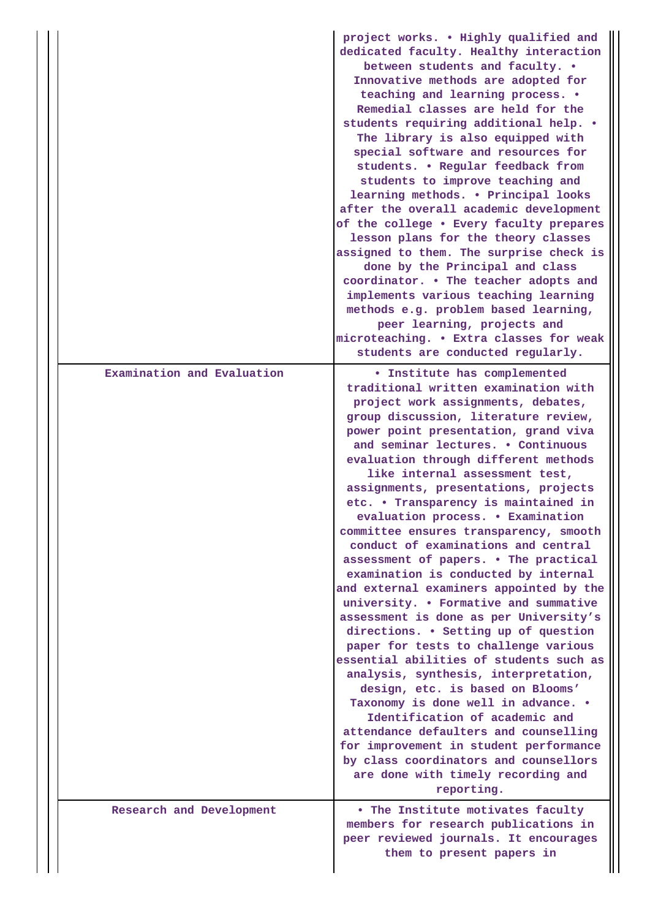| | |
|---|---|
| | project works. • Highly qualified and dedicated faculty. Healthy interaction between students and faculty. • Innovative methods are adopted for teaching and learning process. • Remedial classes are held for the students requiring additional help. • The library is also equipped with special software and resources for students. • Regular feedback from students to improve teaching and learning methods. • Principal looks after the overall academic development of the college • Every faculty prepares lesson plans for the theory classes assigned to them. The surprise check is done by the Principal and class coordinator. • The teacher adopts and implements various teaching learning methods e.g. problem based learning, peer learning, projects and microteaching. • Extra classes for weak students are conducted regularly. |
| Examination and Evaluation | • Institute has complemented traditional written examination with project work assignments, debates, group discussion, literature review, power point presentation, grand viva and seminar lectures. • Continuous evaluation through different methods like internal assessment test, assignments, presentations, projects etc. • Transparency is maintained in evaluation process. • Examination committee ensures transparency, smooth conduct of examinations and central assessment of papers. • The practical examination is conducted by internal and external examiners appointed by the university. • Formative and summative assessment is done as per University's directions. • Setting up of question paper for tests to challenge various essential abilities of students such as analysis, synthesis, interpretation, design, etc. is based on Blooms' Taxonomy is done well in advance. • Identification of academic and attendance defaulters and counselling for improvement in student performance by class coordinators and counsellors are done with timely recording and reporting. |
| Research and Development | • The Institute motivates faculty members for research publications in peer reviewed journals. It encourages them to present papers in |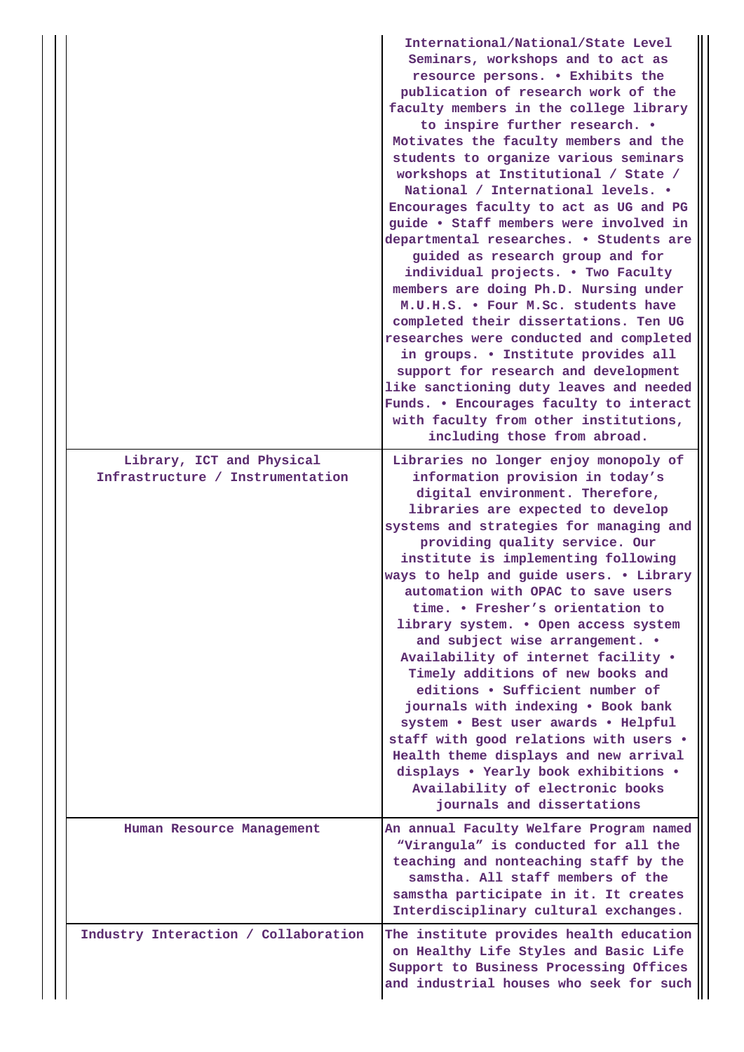| | |
|---|---|
| | International/National/State Level Seminars, workshops and to act as resource persons. • Exhibits the publication of research work of the faculty members in the college library to inspire further research. • Motivates the faculty members and the students to organize various seminars workshops at Institutional / State / National / International levels. • Encourages faculty to act as UG and PG guide • Staff members were involved in departmental researches. • Students are guided as research group and for individual projects. • Two Faculty members are doing Ph.D. Nursing under M.U.H.S. • Four M.Sc. students have completed their dissertations. Ten UG researches were conducted and completed in groups. • Institute provides all support for research and development like sanctioning duty leaves and needed Funds. • Encourages faculty to interact with faculty from other institutions, including those from abroad. |
| Library, ICT and Physical Infrastructure / Instrumentation | Libraries no longer enjoy monopoly of information provision in today's digital environment. Therefore, libraries are expected to develop systems and strategies for managing and providing quality service. Our institute is implementing following ways to help and guide users. • Library automation with OPAC to save users time. • Fresher's orientation to library system. • Open access system and subject wise arrangement. • Availability of internet facility • Timely additions of new books and editions • Sufficient number of journals with indexing • Book bank system • Best user awards • Helpful staff with good relations with users • Health theme displays and new arrival displays • Yearly book exhibitions • Availability of electronic books journals and dissertations |
| Human Resource Management | An annual Faculty Welfare Program named "Virangula" is conducted for all the teaching and nonteaching staff by the samstha. All staff members of the samstha participate in it. It creates Interdisciplinary cultural exchanges. |
| Industry Interaction / Collaboration | The institute provides health education on Healthy Life Styles and Basic Life Support to Business Processing Offices and industrial houses who seek for such |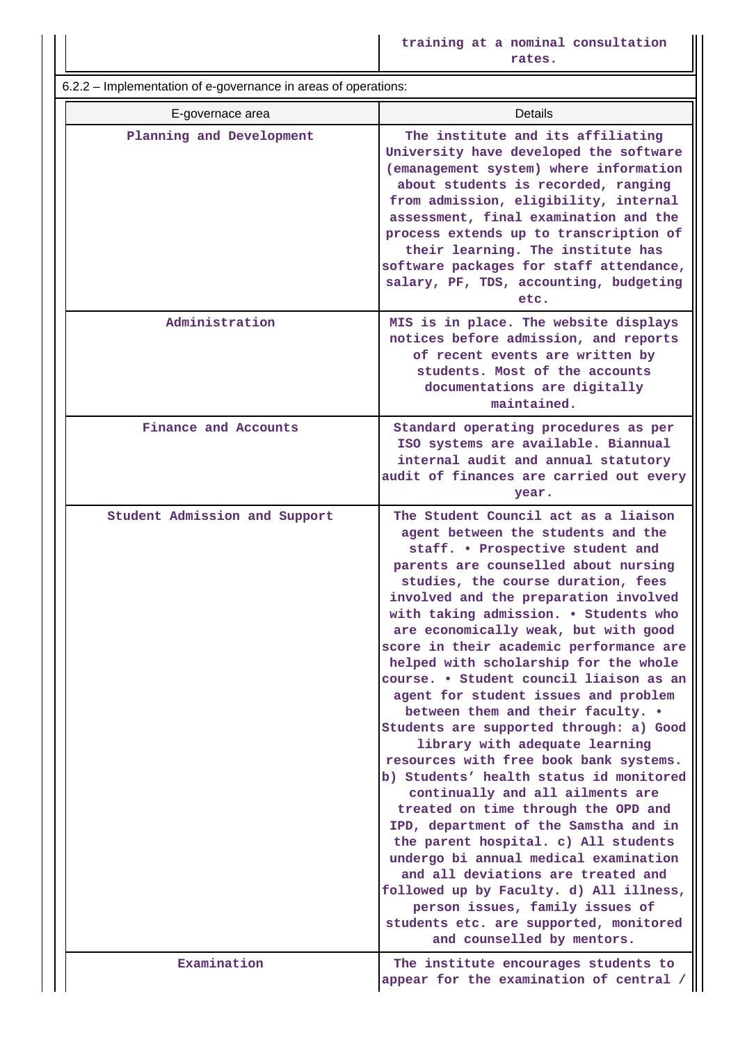| | training at a nominal consultation rates. |
|---|---|

6.2.2 – Implementation of e-governance in areas of operations:

| E-governace area | Details |
|---|---|
| Planning and Development | The institute and its affiliating University have developed the software (emanagement system) where information about students is recorded, ranging from admission, eligibility, internal assessment, final examination and the process extends up to transcription of their learning. The institute has software packages for staff attendance, salary, PF, TDS, accounting, budgeting etc. |
| Administration | MIS is in place. The website displays notices before admission, and reports of recent events are written by students. Most of the accounts documentations are digitally maintained. |
| Finance and Accounts | Standard operating procedures as per ISO systems are available. Biannual internal audit and annual statutory audit of finances are carried out every year. |
| Student Admission and Support | The Student Council act as a liaison agent between the students and the staff. • Prospective student and parents are counselled about nursing studies, the course duration, fees involved and the preparation involved with taking admission. • Students who are economically weak, but with good score in their academic performance are helped with scholarship for the whole course. • Student council liaison as an agent for student issues and problem between them and their faculty. • Students are supported through: a) Good library with adequate learning resources with free book bank systems. b) Students’ health status id monitored continually and all ailments are treated on time through the OPD and IPD, department of the Samstha and in the parent hospital. c) All students undergo bi annual medical examination and all deviations are treated and followed up by Faculty. d) All illness, person issues, family issues of students etc. are supported, monitored and counselled by mentors. |
| Examination | The institute encourages students to appear for the examination of central / |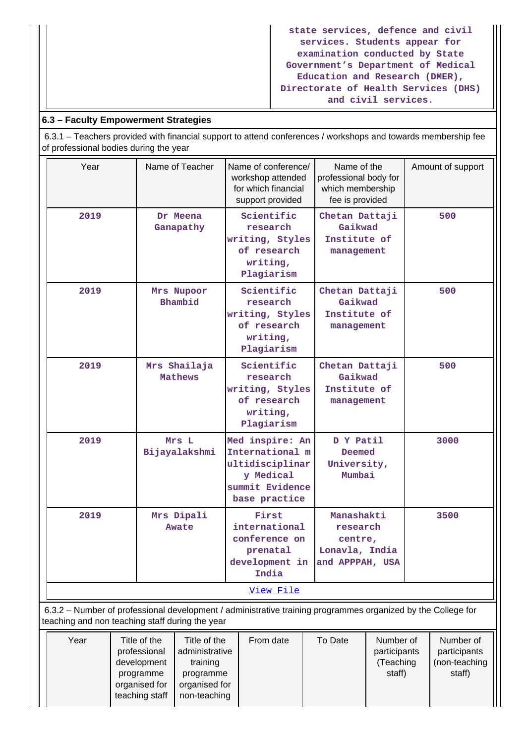| | state services, defence and civil services. Students appear for examination conducted by State Government's Department of Medical Education and Research (DMER), Directorate of Health Services (DHS) and civil services. |
|---|---|

## 6.3 – Faculty Empowerment Strategies

6.3.1 – Teachers provided with financial support to attend conferences / workshops and towards membership fee of professional bodies during the year

| Year | Name of Teacher | Name of conference/ workshop attended for which financial support provided | Name of the professional body for which membership fee is provided | Amount of support |
|---|---|---|---|---|
| 2019 | Dr Meena Ganapathy | Scientific research writing, Styles of research writing, Plagiarism | Chetan Dattaji Gaikwad Institute of management | 500 |
| 2019 | Mrs Nupoor Bhambid | Scientific research writing, Styles of research writing, Plagiarism | Chetan Dattaji Gaikwad Institute of management | 500 |
| 2019 | Mrs Shailaja Mathews | Scientific research writing, Styles of research writing, Plagiarism | Chetan Dattaji Gaikwad Institute of management | 500 |
| 2019 | Mrs L Bijayalakshmi | Med inspire: An International multidisciplinary Medical summit Evidence base practice | D Y Patil Deemed University, Mumbai | 3000 |
| 2019 | Mrs Dipali Awate | First international conference on prenatal development in India | Manashakti research centre, Lonavla, India and APPPAH, USA | 3500 |
| View File | | | | |

6.3.2 – Number of professional development / administrative training programmes organized by the College for teaching and non teaching staff during the year

| Year | Title of the professional development programme organised for teaching staff | Title of the administrative training programme organised for non-teaching | From date | To Date | Number of participants (Teaching staff) | Number of participants (non-teaching staff) |
|---|---|---|---|---|---|---|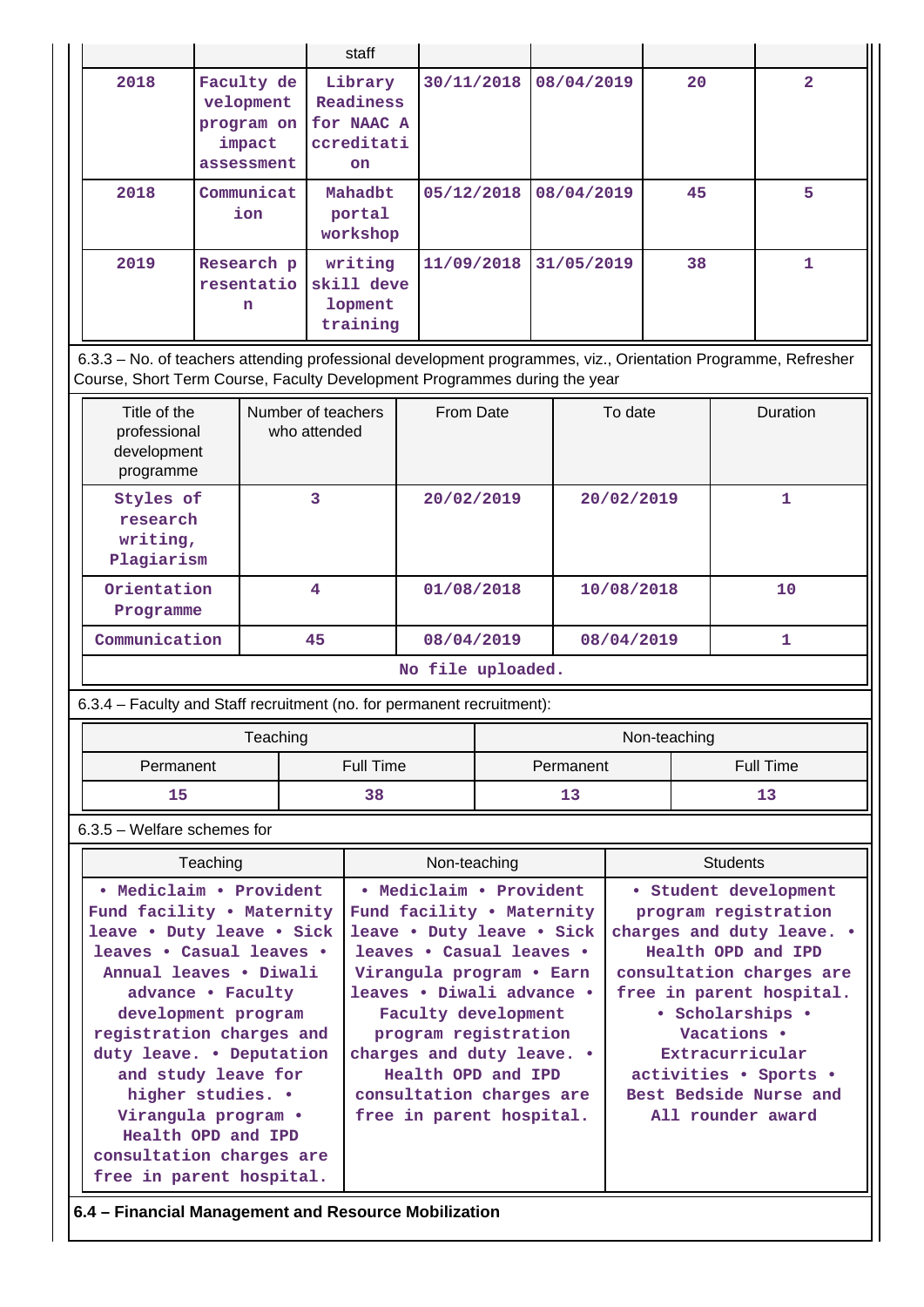| | | staff | | | | |
|---|---|---|---|---|---|---|
| 2018 | Faculty development program on impact assessment | Library Readiness for NAAC Accreditation | 30/11/2018 | 08/04/2019 | 20 | 2 |
| 2018 | Communication | Mahadbt portal workshop | 05/12/2018 | 08/04/2019 | 45 | 5 |
| 2019 | Research presentation | writing skill development training | 11/09/2018 | 31/05/2019 | 38 | 1 |

6.3.3 – No. of teachers attending professional development programmes, viz., Orientation Programme, Refresher Course, Short Term Course, Faculty Development Programmes during the year

| Title of the professional development programme | Number of teachers who attended | From Date | To date | Duration |
|---|---|---|---|---|
| Styles of research writing, Plagiarism | 3 | 20/02/2019 | 20/02/2019 | 1 |
| Orientation Programme | 4 | 01/08/2018 | 10/08/2018 | 10 |
| Communication | 45 | 08/04/2019 | 08/04/2019 | 1 |

No file uploaded.

6.3.4 – Faculty and Staff recruitment (no. for permanent recruitment):

| Teaching | | Non-teaching | |
|---|---|---|---|
| Permanent | Full Time | Permanent | Full Time |
| 15 | 38 | 13 | 13 |

6.3.5 – Welfare schemes for

| Teaching | Non-teaching | Students |
|---|---|---|
| • Mediclaim • Provident Fund facility • Maternity leave • Duty leave • Sick leaves • Casual leaves • Annual leaves • Diwali advance • Faculty development program registration charges and duty leave. • Deputation and study leave for higher studies. • Virangula program • Health OPD and IPD consultation charges are free in parent hospital. | • Mediclaim • Provident Fund facility • Maternity leave • Duty leave • Sick leaves • Casual leaves • Virangula program • Earn leaves • Diwali advance • Faculty development program registration charges and duty leave. • Health OPD and IPD consultation charges are free in parent hospital. | • Student development program registration charges and duty leave. • Health OPD and IPD consultation charges are free in parent hospital. • Scholarships • Vacations • Extracurricular activities • Sports • Best Bedside Nurse and All rounder award |

**6.4 – Financial Management and Resource Mobilization**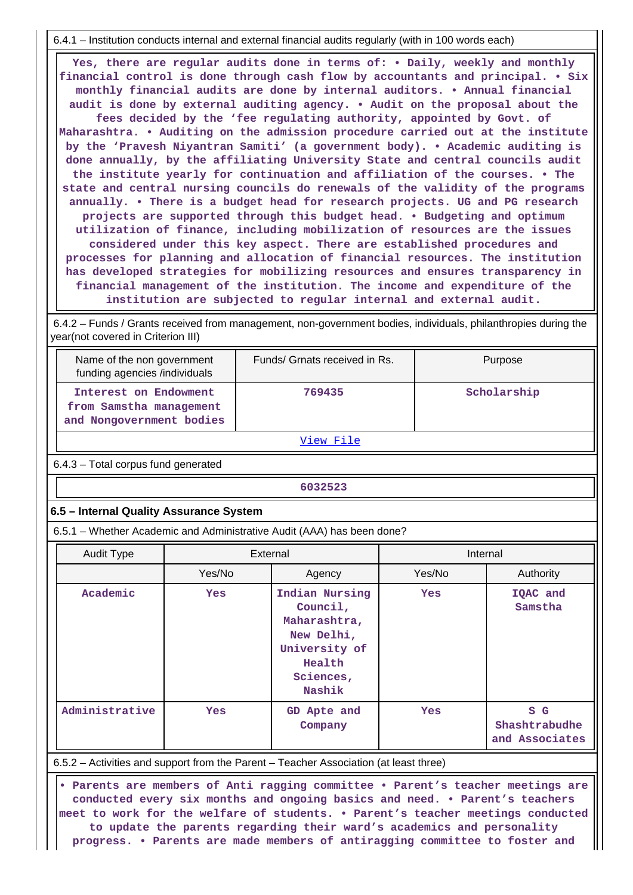6.4.1 – Institution conducts internal and external financial audits regularly (with in 100 words each)

Yes, there are regular audits done in terms of: • Daily, weekly and monthly financial control is done through cash flow by accountants and principal. • Six monthly financial audits are done by internal auditors. • Annual financial audit is done by external auditing agency. • Audit on the proposal about the fees decided by the 'fee regulating authority, appointed by Govt. of Maharashtra. • Auditing on the admission procedure carried out at the institute by the 'Pravesh Niyantran Samiti' (a government body). • Academic auditing is done annually, by the affiliating University State and central councils audit the institute yearly for continuation and affiliation of the courses. • The state and central nursing councils do renewals of the validity of the programs annually. • There is a budget head for research projects. UG and PG research projects are supported through this budget head. • Budgeting and optimum utilization of finance, including mobilization of resources are the issues considered under this key aspect. There are established procedures and processes for planning and allocation of financial resources. The institution has developed strategies for mobilizing resources and ensures transparency in financial management of the institution. The income and expenditure of the institution are subjected to regular internal and external audit.

6.4.2 – Funds / Grants received from management, non-government bodies, individuals, philanthropies during the year(not covered in Criterion III)

| Name of the non government funding agencies /individuals | Funds/ Grnats received in Rs. | Purpose |
|---|---|---|
| Interest on Endowment from Samstha management and Nongovernment bodies | 769435 | Scholarship |

View File

6.4.3 – Total corpus fund generated

| 6032523 |
|---|

## 6.5 – Internal Quality Assurance System

6.5.1 – Whether Academic and Administrative Audit (AAA) has been done?

| Audit Type | External | | Internal | |
|---|---|---|---|---|
| | Yes/No | Agency | Yes/No | Authority |
| Academic | Yes | Indian Nursing Council, Maharashtra, New Delhi, University of Health Sciences, Nashik | Yes | IQAC and Samstha |
| Administrative | Yes | GD Apte and Company | Yes | S G Shashtrabudhe and Associates |

6.5.2 – Activities and support from the Parent – Teacher Association (at least three)

• Parents are members of Anti ragging committee • Parent's teacher meetings are conducted every six months and ongoing basics and need. • Parent's teachers meet to work for the welfare of students. • Parent's teacher meetings conducted to update the parents regarding their ward's academics and personality progress. • Parents are made members of antiragging committee to foster and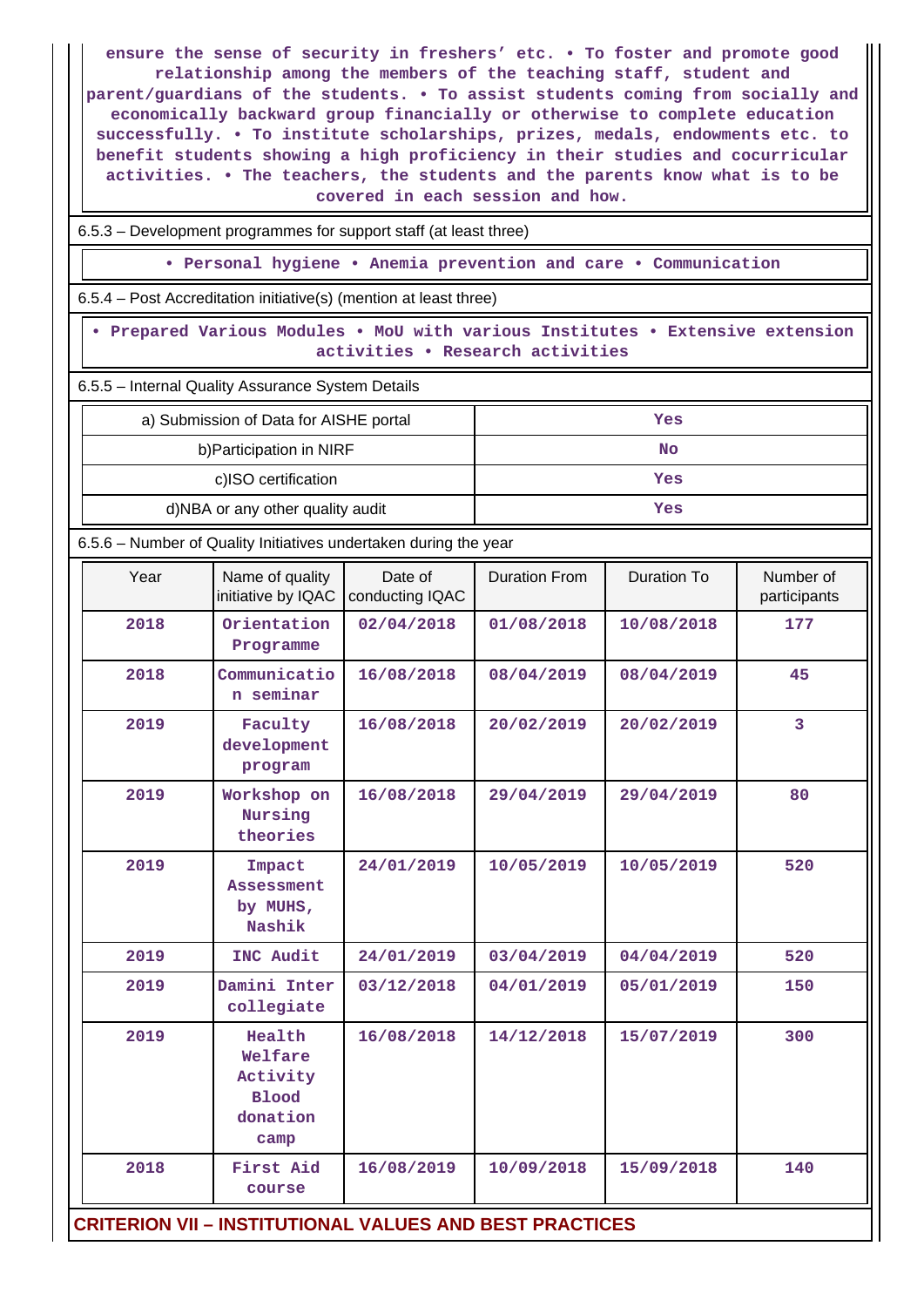ensure the sense of security in freshers' etc. • To foster and promote good relationship among the members of the teaching staff, student and parent/guardians of the students. • To assist students coming from socially and economically backward group financially or otherwise to complete education successfully. • To institute scholarships, prizes, medals, endowments etc. to benefit students showing a high proficiency in their studies and cocurricular activities. • The teachers, the students and the parents know what is to be covered in each session and how.

6.5.3 – Development programmes for support staff (at least three)

• Personal hygiene • Anemia prevention and care • Communication

6.5.4 – Post Accreditation initiative(s) (mention at least three)

• Prepared Various Modules • MoU with various Institutes • Extensive extension activities • Research activities

6.5.5 – Internal Quality Assurance System Details

| | |
|---|---|
| a) Submission of Data for AISHE portal | Yes |
| b)Participation in NIRF | No |
| c)ISO certification | Yes |
| d)NBA or any other quality audit | Yes |

6.5.6 – Number of Quality Initiatives undertaken during the year

| Year | Name of quality initiative by IQAC | Date of conducting IQAC | Duration From | Duration To | Number of participants |
|---|---|---|---|---|---|
| 2018 | Orientation Programme | 02/04/2018 | 01/08/2018 | 10/08/2018 | 177 |
| 2018 | Communication seminar | 16/08/2018 | 08/04/2019 | 08/04/2019 | 45 |
| 2019 | Faculty development program | 16/08/2018 | 20/02/2019 | 20/02/2019 | 3 |
| 2019 | Workshop on Nursing theories | 16/08/2018 | 29/04/2019 | 29/04/2019 | 80 |
| 2019 | Impact Assessment by MUHS, Nashik | 24/01/2019 | 10/05/2019 | 10/05/2019 | 520 |
| 2019 | INC Audit | 24/01/2019 | 03/04/2019 | 04/04/2019 | 520 |
| 2019 | Damini Inter collegiate | 03/12/2018 | 04/01/2019 | 05/01/2019 | 150 |
| 2019 | Health Welfare Activity Blood donation camp | 16/08/2018 | 14/12/2018 | 15/07/2019 | 300 |
| 2018 | First Aid course | 16/08/2019 | 10/09/2018 | 15/09/2018 | 140 |

## CRITERION VII – INSTITUTIONAL VALUES AND BEST PRACTICES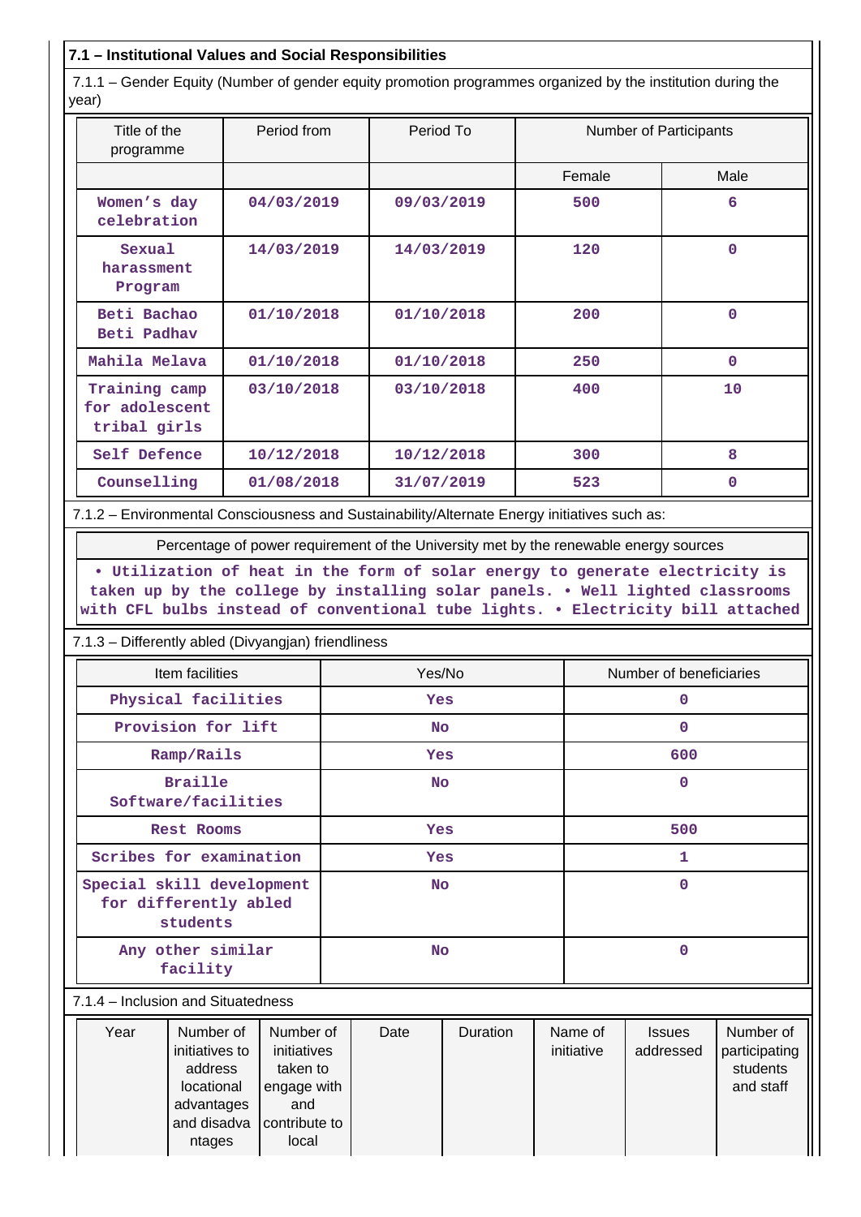## 7.1 – Institutional Values and Social Responsibilities

7.1.1 – Gender Equity (Number of gender equity promotion programmes organized by the institution during the year)

| Title of the programme | Period from | Period To | Number of Participants | |
|---|---|---|---|---|
| | | | Female | Male |
| Women's day celebration | 04/03/2019 | 09/03/2019 | 500 | 6 |
| Sexual harassment Program | 14/03/2019 | 14/03/2019 | 120 | 0 |
| Beti Bachao Beti Padhav | 01/10/2018 | 01/10/2018 | 200 | 0 |
| Mahila Melava | 01/10/2018 | 01/10/2018 | 250 | 0 |
| Training camp for adolescent tribal girls | 03/10/2018 | 03/10/2018 | 400 | 10 |
| Self Defence | 10/12/2018 | 10/12/2018 | 300 | 8 |
| Counselling | 01/08/2018 | 31/07/2019 | 523 | 0 |

7.1.2 – Environmental Consciousness and Sustainability/Alternate Energy initiatives such as:

| Percentage of power requirement of the University met by the renewable energy sources |
|---|
| • Utilization of heat in the form of solar energy to generate electricity is taken up by the college by installing solar panels. • Well lighted classrooms with CFL bulbs instead of conventional tube lights. • Electricity bill attached |

7.1.3 – Differently abled (Divyangjan) friendliness

| Item facilities | Yes/No | Number of beneficiaries |
|---|---|---|
| Physical facilities | Yes | 0 |
| Provision for lift | No | 0 |
| Ramp/Rails | Yes | 600 |
| Braille Software/facilities | No | 0 |
| Rest Rooms | Yes | 500 |
| Scribes for examination | Yes | 1 |
| Special skill development for differently abled students | No | 0 |
| Any other similar facility | No | 0 |

7.1.4 – Inclusion and Situatedness

| Year | Number of initiatives to address locational advantages and disadvantages | Number of initiatives taken to engage with and contribute to local | Date | Duration | Name of initiative | Issues addressed | Number of participating students and staff |
|---|---|---|---|---|---|---|---|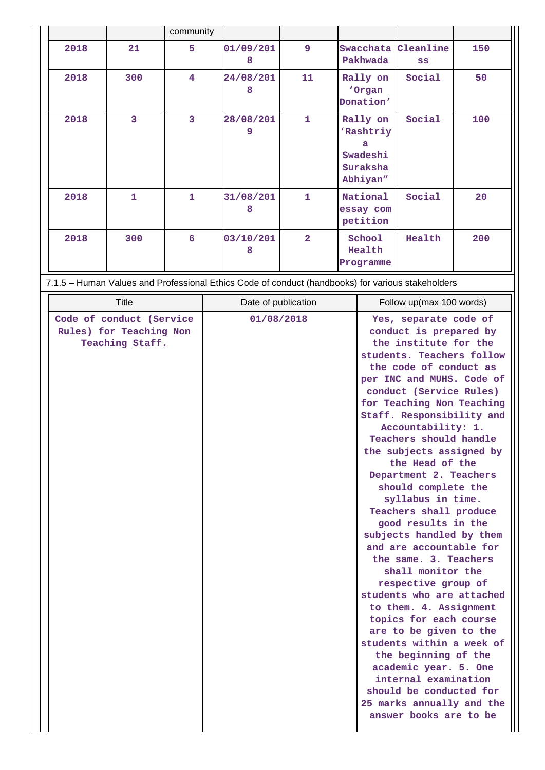|  |  | community |  |  |  |  |  |
|---|---|---|---|---|---|---|---|
| 2018 | 21 | 5 | 01/09/2018 | 9 | Swacchata Pakhwada | Cleanliness | 150 |
| 2018 | 300 | 4 | 24/08/2018 | 11 | Rally on 'Organ Donation' | Social | 50 |
| 2018 | 3 | 3 | 28/08/2019 | 1 | Rally on 'Rashtriya Swadeshi Suraksha Abhiyan" | Social | 100 |
| 2018 | 1 | 1 | 31/08/2018 | 1 | National essay competition | Social | 20 |
| 2018 | 300 | 6 | 03/10/2018 | 2 | School Health Programme | Health | 200 |

7.1.5 – Human Values and Professional Ethics Code of conduct (handbooks) for various stakeholders

| Title | Date of publication | Follow up(max 100 words) |
|---|---|---|
| Code of conduct (Service Rules) for Teaching Non Teaching Staff. | 01/08/2018 | Yes, separate code of conduct is prepared by the institute for the students. Teachers follow the code of conduct as per INC and MUHS. Code of conduct (Service Rules) for Teaching Non Teaching Staff. Responsibility and Accountability: 1. Teachers should handle the subjects assigned by the Head of the Department 2. Teachers should complete the syllabus in time. Teachers shall produce good results in the subjects handled by them and are accountable for the same. 3. Teachers shall monitor the respective group of students who are attached to them. 4. Assignment topics for each course are to be given to the students within a week of the beginning of the academic year. 5. One internal examination should be conducted for 25 marks annually and the answer books are to be |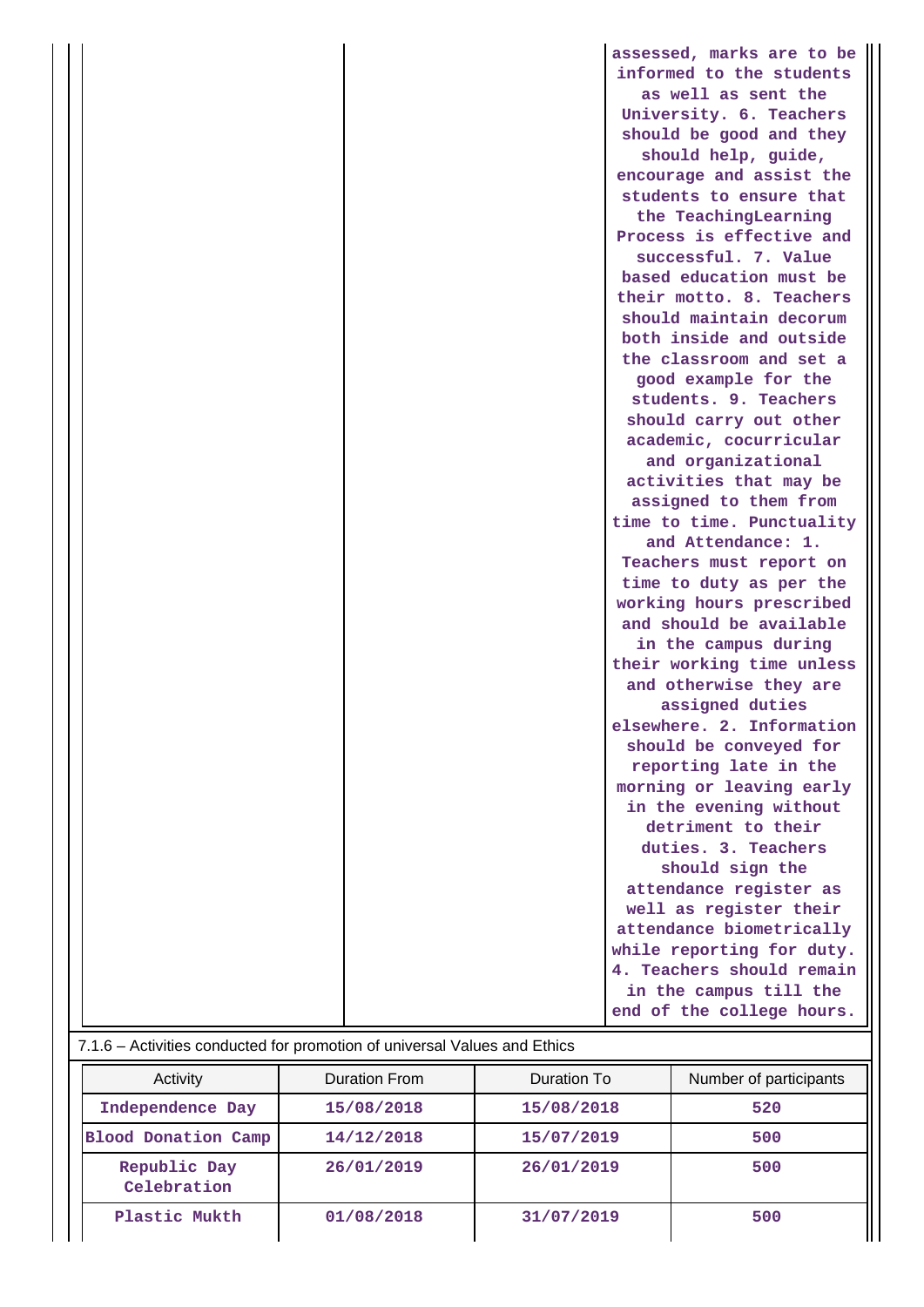| | | assessed, marks are to be informed to the students as well as sent the University. 6. Teachers should be good and they should help, guide, encourage and assist the students to ensure that the TeachingLearning Process is effective and successful. 7. Value based education must be their motto. 8. Teachers should maintain decorum both inside and outside the classroom and set a good example for the students. 9. Teachers should carry out other academic, cocurricular and organizational activities that may be assigned to them from time to time. Punctuality and Attendance: 1. Teachers must report on time to duty as per the working hours prescribed and should be available in the campus during their working time unless and otherwise they are assigned duties elsewhere. 2. Information should be conveyed for reporting late in the morning or leaving early in the evening without detriment to their duties. 3. Teachers should sign the attendance register as well as register their attendance biometrically while reporting for duty. 4. Teachers should remain in the campus till the end of the college hours. |
|---|---|---|

7.1.6 – Activities conducted for promotion of universal Values and Ethics

| Activity | Duration From | Duration To | Number of participants |
|---|---|---|---|
| Independence Day | 15/08/2018 | 15/08/2018 | 520 |
| Blood Donation Camp | 14/12/2018 | 15/07/2019 | 500 |
| Republic Day Celebration | 26/01/2019 | 26/01/2019 | 500 |
| Plastic Mukth | 01/08/2018 | 31/07/2019 | 500 |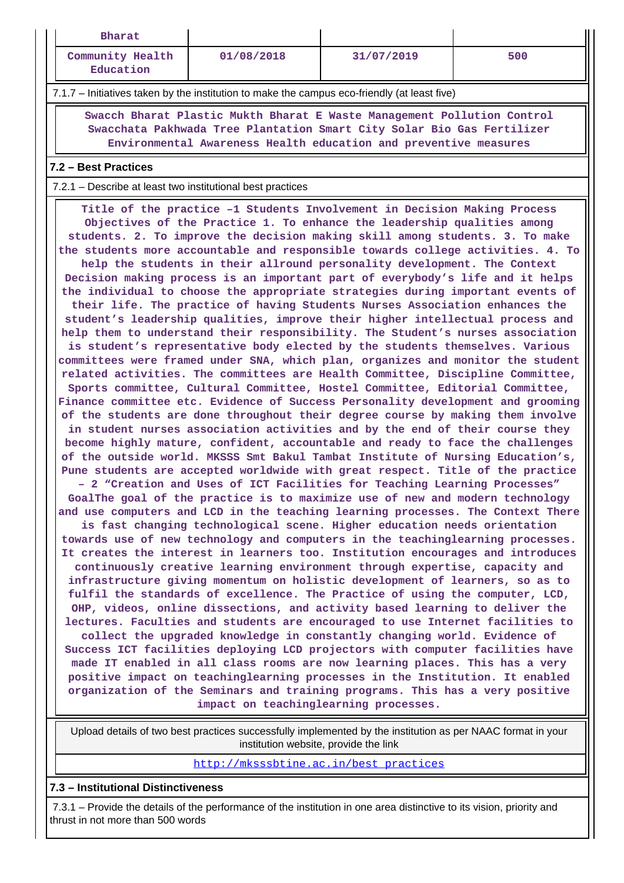| | | | |
|---|---|---|---|
| Bharat | | | |
| Community Health Education | 01/08/2018 | 31/07/2019 | 500 |

7.1.7 – Initiatives taken by the institution to make the campus eco-friendly (at least five)

Swacch Bharat Plastic Mukth Bharat E Waste Management Pollution Control Swacchata Pakhwada Tree Plantation Smart City Solar Bio Gas Fertilizer Environmental Awareness Health education and preventive measures

**7.2 – Best Practices**

7.2.1 – Describe at least two institutional best practices

Title of the practice –1 Students Involvement in Decision Making Process Objectives of the Practice 1. To enhance the leadership qualities among students. 2. To improve the decision making skill among students. 3. To make the students more accountable and responsible towards college activities. 4. To help the students in their allround personality development. The Context Decision making process is an important part of everybody's life and it helps the individual to choose the appropriate strategies during important events of their life. The practice of having Students Nurses Association enhances the student's leadership qualities, improve their higher intellectual process and help them to understand their responsibility. The Student's nurses association is student's representative body elected by the students themselves. Various committees were framed under SNA, which plan, organizes and monitor the student related activities. The committees are Health Committee, Discipline Committee, Sports committee, Cultural Committee, Hostel Committee, Editorial Committee, Finance committee etc. Evidence of Success Personality development and grooming of the students are done throughout their degree course by making them involve in student nurses association activities and by the end of their course they become highly mature, confident, accountable and ready to face the challenges of the outside world. MKSSS Smt Bakul Tambat Institute of Nursing Education's, Pune students are accepted worldwide with great respect. Title of the practice – 2 "Creation and Uses of ICT Facilities for Teaching Learning Processes" GoalThe goal of the practice is to maximize use of new and modern technology and use computers and LCD in the teaching learning processes. The Context There is fast changing technological scene. Higher education needs orientation towards use of new technology and computers in the teachinglearning processes. It creates the interest in learners too. Institution encourages and introduces continuously creative learning environment through expertise, capacity and infrastructure giving momentum on holistic development of learners, so as to fulfil the standards of excellence. The Practice of using the computer, LCD, OHP, videos, online dissections, and activity based learning to deliver the lectures. Faculties and students are encouraged to use Internet facilities to collect the upgraded knowledge in constantly changing world. Evidence of Success ICT facilities deploying LCD projectors with computer facilities have made IT enabled in all class rooms are now learning places. This has a very positive impact on teachinglearning processes in the Institution. It enabled organization of the Seminars and training programs. This has a very positive impact on teachinglearning processes.

Upload details of two best practices successfully implemented by the institution as per NAAC format in your institution website, provide the link

http://mksssbtine.ac.in/best_practices

**7.3 – Institutional Distinctiveness**

7.3.1 – Provide the details of the performance of the institution in one area distinctive to its vision, priority and thrust in not more than 500 words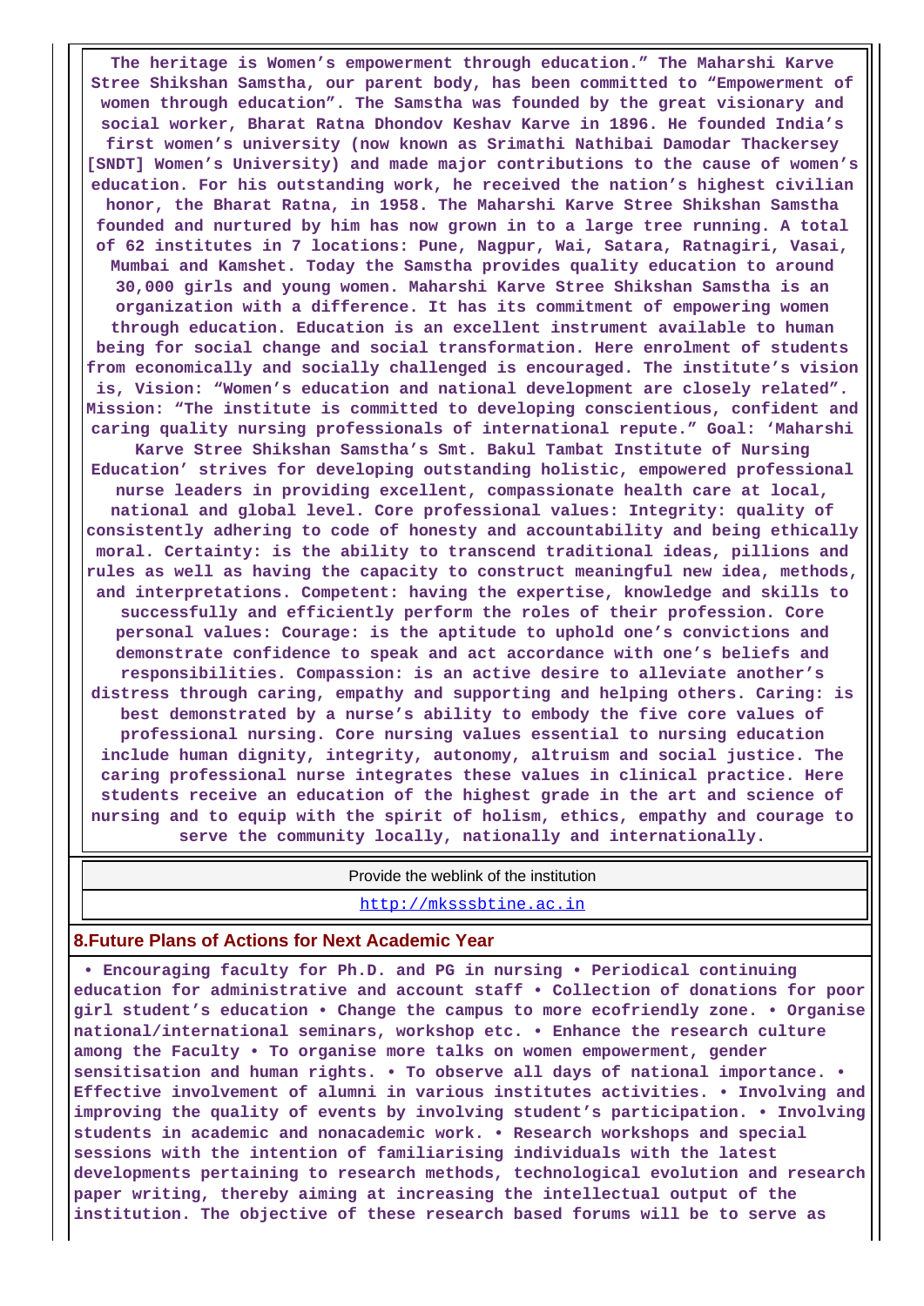**The heritage is Women's empowerment through education." The Maharshi Karve Stree Shikshan Samstha, our parent body, has been committed to "Empowerment of women through education". The Samstha was founded by the great visionary and social worker, Bharat Ratna Dhondov Keshav Karve in 1896. He founded India's first women's university (now known as Srimathi Nathibai Damodar Thackersey [SNDT] Women's University) and made major contributions to the cause of women's education. For his outstanding work, he received the nation's highest civilian honor, the Bharat Ratna, in 1958. The Maharshi Karve Stree Shikshan Samstha founded and nurtured by him has now grown in to a large tree running. A total of 62 institutes in 7 locations: Pune, Nagpur, Wai, Satara, Ratnagiri, Vasai, Mumbai and Kamshet. Today the Samstha provides quality education to around 30,000 girls and young women. Maharshi Karve Stree Shikshan Samstha is an organization with a difference. It has its commitment of empowering women through education. Education is an excellent instrument available to human being for social change and social transformation. Here enrolment of students from economically and socially challenged is encouraged. The institute's vision is, Vision: "Women's education and national development are closely related". Mission: "The institute is committed to developing conscientious, confident and caring quality nursing professionals of international repute." Goal: 'Maharshi Karve Stree Shikshan Samstha's Smt. Bakul Tambat Institute of Nursing Education' strives for developing outstanding holistic, empowered professional nurse leaders in providing excellent, compassionate health care at local, national and global level. Core professional values: Integrity: quality of consistently adhering to code of honesty and accountability and being ethically moral. Certainty: is the ability to transcend traditional ideas, pillions and rules as well as having the capacity to construct meaningful new idea, methods, and interpretations. Competent: having the expertise, knowledge and skills to successfully and efficiently perform the roles of their profession. Core personal values: Courage: is the aptitude to uphold one's convictions and demonstrate confidence to speak and act accordance with one's beliefs and responsibilities. Compassion: is an active desire to alleviate another's distress through caring, empathy and supporting and helping others. Caring: is best demonstrated by a nurse's ability to embody the five core values of professional nursing. Core nursing values essential to nursing education include human dignity, integrity, autonomy, altruism and social justice. The caring professional nurse integrates these values in clinical practice. Here students receive an education of the highest grade in the art and science of nursing and to equip with the spirit of holism, ethics, empathy and courage to serve the community locally, nationally and internationally.**

| Provide the weblink of the institution |
|---|
| http://mksssbtine.ac.in |

## 8.Future Plans of Actions for Next Academic Year

**• Encouraging faculty for Ph.D. and PG in nursing • Periodical continuing education for administrative and account staff • Collection of donations for poor girl student's education • Change the campus to more ecofriendly zone. • Organise national/international seminars, workshop etc. • Enhance the research culture among the Faculty • To organise more talks on women empowerment, gender sensitisation and human rights. • To observe all days of national importance. • Effective involvement of alumni in various institutes activities. • Involving and improving the quality of events by involving student's participation. • Involving students in academic and nonacademic work. • Research workshops and special sessions with the intention of familiarising individuals with the latest developments pertaining to research methods, technological evolution and research paper writing, thereby aiming at increasing the intellectual output of the institution. The objective of these research based forums will be to serve as**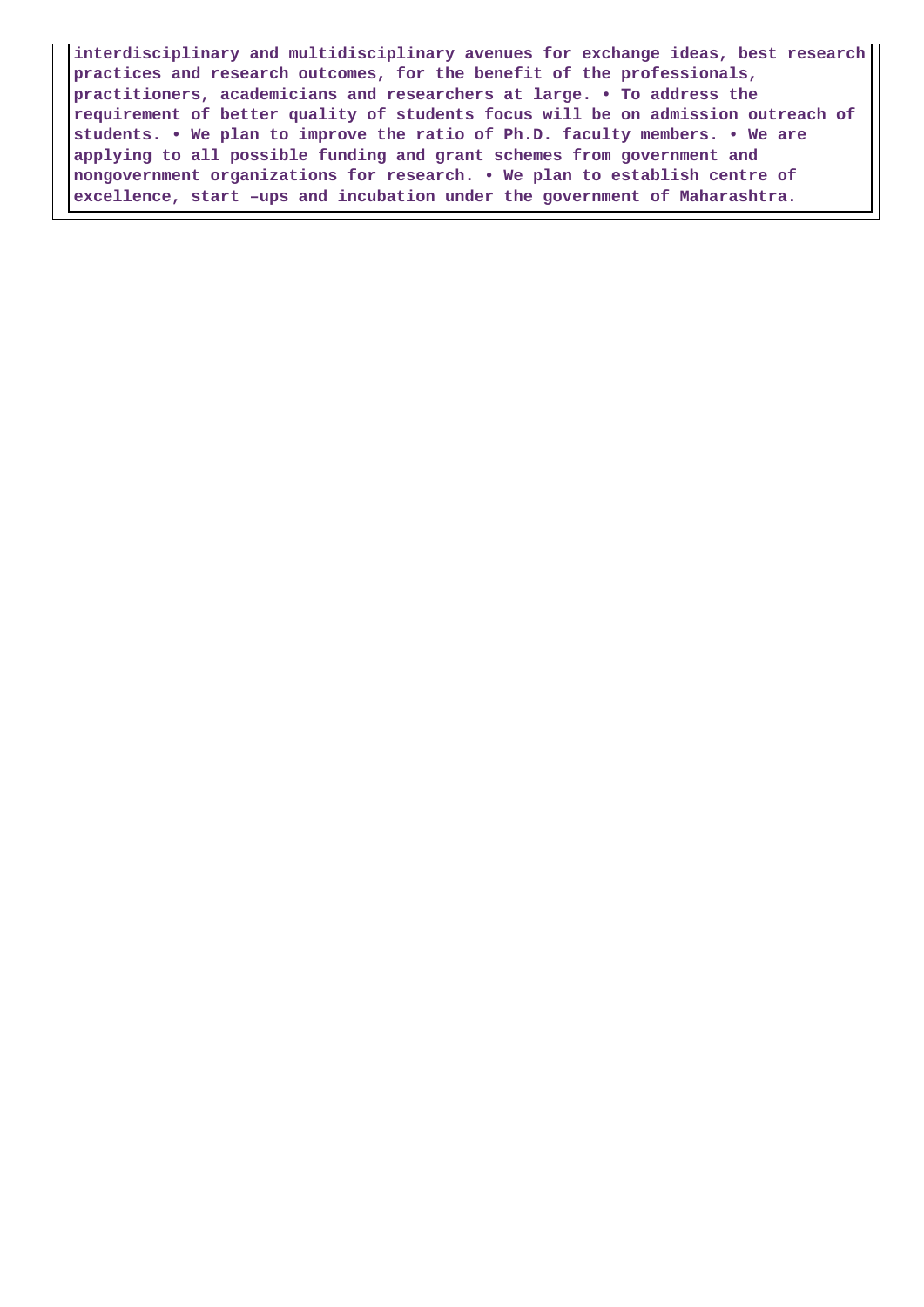**interdisciplinary and multidisciplinary avenues for exchange ideas, best research practices and research outcomes, for the benefit of the professionals, practitioners, academicians and researchers at large. • To address the requirement of better quality of students focus will be on admission outreach of students. • We plan to improve the ratio of Ph.D. faculty members. • We are applying to all possible funding and grant schemes from government and nongovernment organizations for research. • We plan to establish centre of excellence, start –ups and incubation under the government of Maharashtra.**